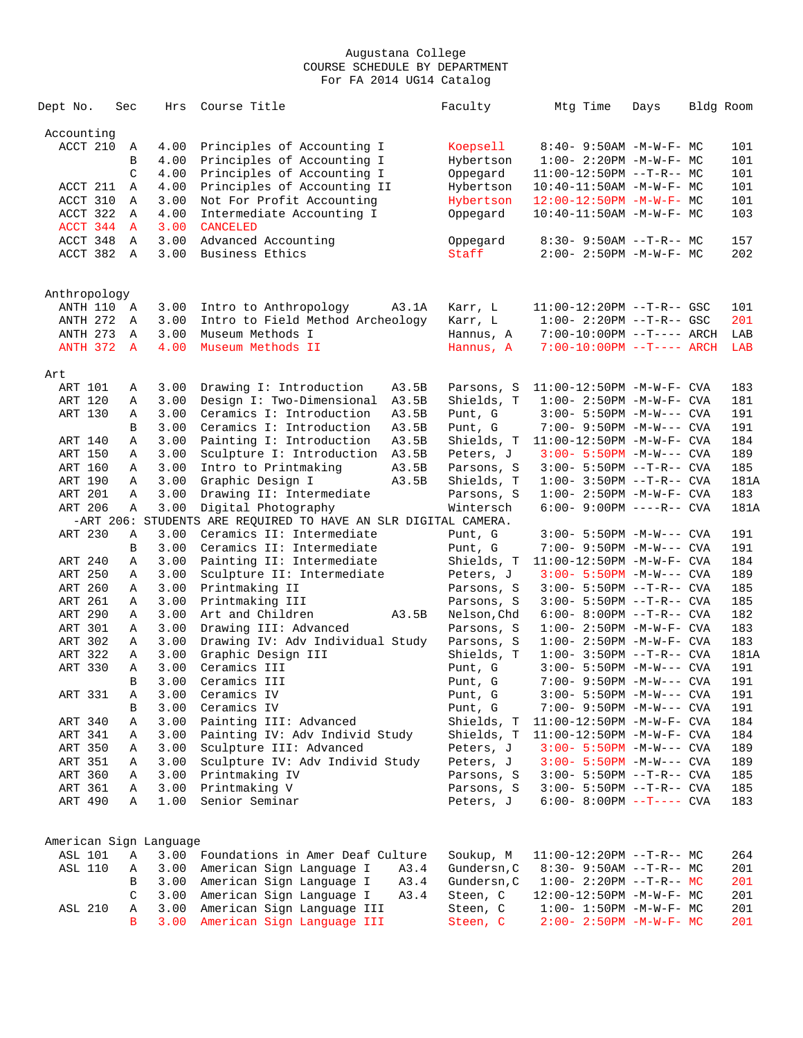# Augustana College
## COURSE SCHEDULE BY DEPARTMENT
### For FA 2014 UG14 Catalog

| Dept No. | Sec | Hrs | Course Title | | Faculty | Mtg Time | Days | Bldg | Room |
|---|---|---|---|---|---|---|---|---|---|
| **Accounting** | | | | | | | | | |
| ACCT 210 | A | 4.00 | Principles of Accounting I | | Koepsell | 8:40- 9:50AM | -M-W-F- | MC | 101 |
| | B | 4.00 | Principles of Accounting I | | Hybertson | 1:00- 2:20PM | -M-W-F- | MC | 101 |
| | C | 4.00 | Principles of Accounting I | | Oppegard | 11:00-12:50PM | --T-R-- | MC | 101 |
| ACCT 211 | A | 4.00 | Principles of Accounting II | | Hybertson | 10:40-11:50AM | -M-W-F- | MC | 101 |
| ACCT 310 | A | 3.00 | Not For Profit Accounting | | Hybertson | 12:00-12:50PM | -M-W-F- | MC | 101 |
| ACCT 322 | A | 4.00 | Intermediate Accounting I | | Oppegard | 10:40-11:50AM | -M-W-F- | MC | 103 |
| ACCT 344 | A | 3.00 | CANCELED | | | | | | |
| ACCT 348 | A | 3.00 | Advanced Accounting | | Oppegard | 8:30- 9:50AM | --T-R-- | MC | 157 |
| ACCT 382 | A | 3.00 | Business Ethics | | Staff | 2:00- 2:50PM | -M-W-F- | MC | 202 |
| **Anthropology** | | | | | | | | | |
| ANTH 110 | A | 3.00 | Intro to Anthropology | A3.1A | Karr, L | 11:00-12:20PM | --T-R-- | GSC | 101 |
| ANTH 272 | A | 3.00 | Intro to Field Method Archeology | | Karr, L | 1:00- 2:20PM | --T-R-- | GSC | 201 |
| ANTH 273 | A | 3.00 | Museum Methods I | | Hannus, A | 7:00-10:00PM | --T---- | ARCH | LAB |
| ANTH 372 | A | 4.00 | Museum Methods II | | Hannus, A | 7:00-10:00PM | --T---- | ARCH | LAB |
| **Art** | | | | | | | | | |
| ART 101 | A | 3.00 | Drawing I: Introduction | A3.5B | Parsons, S | 11:00-12:50PM | -M-W-F- | CVA | 183 |
| ART 120 | A | 3.00 | Design I: Two-Dimensional | A3.5B | Shields, T | 1:00- 2:50PM | -M-W-F- | CVA | 181 |
| ART 130 | A | 3.00 | Ceramics I: Introduction | A3.5B | Punt, G | 3:00- 5:50PM | -M-W--- | CVA | 191 |
| | B | 3.00 | Ceramics I: Introduction | A3.5B | Punt, G | 7:00- 9:50PM | -M-W--- | CVA | 191 |
| ART 140 | A | 3.00 | Painting I: Introduction | A3.5B | Shields, T | 11:00-12:50PM | -M-W-F- | CVA | 184 |
| ART 150 | A | 3.00 | Sculpture I: Introduction | A3.5B | Peters, J | 3:00- 5:50PM | -M-W--- | CVA | 189 |
| ART 160 | A | 3.00 | Intro to Printmaking | A3.5B | Parsons, S | 3:00- 5:50PM | --T-R-- | CVA | 185 |
| ART 190 | A | 3.00 | Graphic Design I | A3.5B | Shields, T | 1:00- 3:50PM | --T-R-- | CVA | 181A |
| ART 201 | A | 3.00 | Drawing II: Intermediate | | Parsons, S | 1:00- 2:50PM | -M-W-F- | CVA | 183 |
| ART 206 | A | 3.00 | Digital Photography | | Wintersch | 6:00- 9:00PM | ----R-- | CVA | 181A |
| -ART 206: STUDENTS ARE REQUIRED TO HAVE AN SLR DIGITAL CAMERA. | | | | | | | | | |
| ART 230 | A | 3.00 | Ceramics II: Intermediate | | Punt, G | 3:00- 5:50PM | -M-W--- | CVA | 191 |
| | B | 3.00 | Ceramics II: Intermediate | | Punt, G | 7:00- 9:50PM | -M-W--- | CVA | 191 |
| ART 240 | A | 3.00 | Painting II: Intermediate | | Shields, T | 11:00-12:50PM | -M-W-F- | CVA | 184 |
| ART 250 | A | 3.00 | Sculpture II: Intermediate | | Peters, J | 3:00- 5:50PM | -M-W--- | CVA | 189 |
| ART 260 | A | 3.00 | Printmaking II | | Parsons, S | 3:00- 5:50PM | --T-R-- | CVA | 185 |
| ART 261 | A | 3.00 | Printmaking III | | Parsons, S | 3:00- 5:50PM | --T-R-- | CVA | 185 |
| ART 290 | A | 3.00 | Art and Children | A3.5B | Nelson,Chd | 6:00- 8:00PM | --T-R-- | CVA | 182 |
| ART 301 | A | 3.00 | Drawing III: Advanced | | Parsons, S | 1:00- 2:50PM | -M-W-F- | CVA | 183 |
| ART 302 | A | 3.00 | Drawing IV: Adv Individual Study | | Parsons, S | 1:00- 2:50PM | -M-W-F- | CVA | 183 |
| ART 322 | A | 3.00 | Graphic Design III | | Shields, T | 1:00- 3:50PM | --T-R-- | CVA | 181A |
| ART 330 | A | 3.00 | Ceramics III | | Punt, G | 3:00- 5:50PM | -M-W--- | CVA | 191 |
| | B | 3.00 | Ceramics III | | Punt, G | 7:00- 9:50PM | -M-W--- | CVA | 191 |
| ART 331 | A | 3.00 | Ceramics IV | | Punt, G | 3:00- 5:50PM | -M-W--- | CVA | 191 |
| | B | 3.00 | Ceramics IV | | Punt, G | 7:00- 9:50PM | -M-W--- | CVA | 191 |
| ART 340 | A | 3.00 | Painting III: Advanced | | Shields, T | 11:00-12:50PM | -M-W-F- | CVA | 184 |
| ART 341 | A | 3.00 | Painting IV: Adv Individ Study | | Shields, T | 11:00-12:50PM | -M-W-F- | CVA | 184 |
| ART 350 | A | 3.00 | Sculpture III: Advanced | | Peters, J | 3:00- 5:50PM | -M-W--- | CVA | 189 |
| ART 351 | A | 3.00 | Sculpture IV: Adv Individ Study | | Peters, J | 3:00- 5:50PM | -M-W--- | CVA | 189 |
| ART 360 | A | 3.00 | Printmaking IV | | Parsons, S | 3:00- 5:50PM | --T-R-- | CVA | 185 |
| ART 361 | A | 3.00 | Printmaking V | | Parsons, S | 3:00- 5:50PM | --T-R-- | CVA | 185 |
| ART 490 | A | 1.00 | Senior Seminar | | Peters, J | 6:00- 8:00PM | --T---- | CVA | 183 |
| **American Sign Language** | | | | | | | | | |
| ASL 101 | A | 3.00 | Foundations in Amer Deaf Culture | | Soukup, M | 11:00-12:20PM | --T-R-- | MC | 264 |
| ASL 110 | A | 3.00 | American Sign Language I | A3.4 | Gundersn,C | 8:30- 9:50AM | --T-R-- | MC | 201 |
| | B | 3.00 | American Sign Language I | A3.4 | Gundersn,C | 1:00- 2:20PM | --T-R-- | MC | 201 |
| | C | 3.00 | American Sign Language I | A3.4 | Steen, C | 12:00-12:50PM | -M-W-F- | MC | 201 |
| ASL 210 | A | 3.00 | American Sign Language III | | Steen, C | 1:00- 1:50PM | -M-W-F- | MC | 201 |
| | B | 3.00 | American Sign Language III | | Steen, C | 2:00- 2:50PM | -M-W-F- | MC | 201 |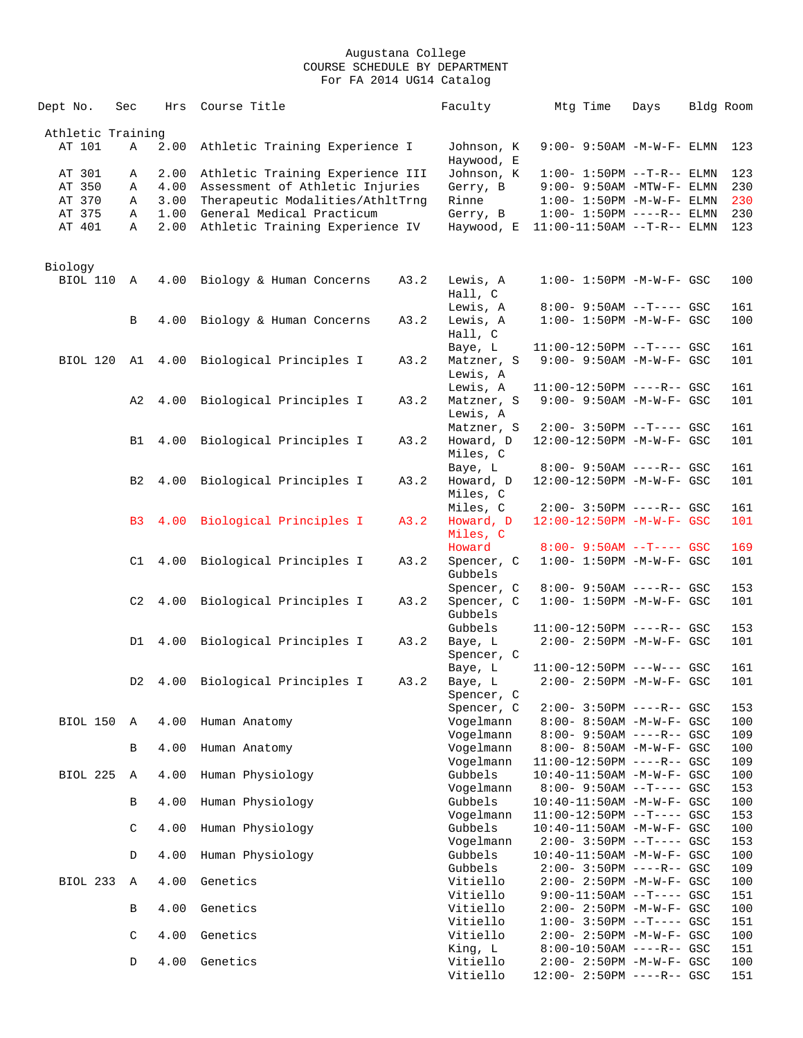Augustana College
COURSE SCHEDULE BY DEPARTMENT
For FA 2014 UG14 Catalog

| Dept No. | Sec | Hrs | Course Title | | Faculty | Mtg Time | Days | Bldg | Room |
|---|---|---|---|---|---|---|---|---|---|
| **Athletic Training** | | | | | | | | | |
| AT 101 | A | 2.00 | Athletic Training Experience I | | Johnson, K | 9:00- 9:50AM | -M-W-F- | ELMN | 123 |
| | | | | | Haywood, E | | | | |
| AT 301 | A | 2.00 | Athletic Training Experience III | | Johnson, K | 1:00- 1:50PM | --T-R-- | ELMN | 123 |
| AT 350 | A | 4.00 | Assessment of Athletic Injuries | | Gerry, B | 9:00- 9:50AM | -MTW-F- | ELMN | 230 |
| AT 370 | A | 3.00 | Therapeutic Modalities/AthltTrng | | Rinne | 1:00- 1:50PM | -M-W-F- | ELMN | 230 |
| AT 375 | A | 1.00 | General Medical Practicum | | Gerry, B | 1:00- 1:50PM | ----R-- | ELMN | 230 |
| AT 401 | A | 2.00 | Athletic Training Experience IV | | Haywood, E | 11:00-11:50AM | --T-R-- | ELMN | 123 |
| **Biology** | | | | | | | | | |
| BIOL 110 | A | 4.00 | Biology & Human Concerns | A3.2 | Lewis, A | 1:00- 1:50PM | -M-W-F- | GSC | 100 |
| | | | | | Hall, C | | | | |
| | | | | | Lewis, A | 8:00- 9:50AM | --T---- | GSC | 161 |
| | B | 4.00 | Biology & Human Concerns | A3.2 | Lewis, A | 1:00- 1:50PM | -M-W-F- | GSC | 100 |
| | | | | | Hall, C | | | | |
| | | | | | Baye, L | 11:00-12:50PM | --T---- | GSC | 161 |
| BIOL 120 | A1 | 4.00 | Biological Principles I | A3.2 | Matzner, S | 9:00- 9:50AM | -M-W-F- | GSC | 101 |
| | | | | | Lewis, A | | | | |
| | | | | | Lewis, A | 11:00-12:50PM | ----R-- | GSC | 161 |
| | A2 | 4.00 | Biological Principles I | A3.2 | Matzner, S | 9:00- 9:50AM | -M-W-F- | GSC | 101 |
| | | | | | Lewis, A | | | | |
| | | | | | Matzner, S | 2:00- 3:50PM | --T---- | GSC | 161 |
| | B1 | 4.00 | Biological Principles I | A3.2 | Howard, D | 12:00-12:50PM | -M-W-F- | GSC | 101 |
| | | | | | Miles, C | | | | |
| | | | | | Baye, L | 8:00- 9:50AM | ----R-- | GSC | 161 |
| | B2 | 4.00 | Biological Principles I | A3.2 | Howard, D | 12:00-12:50PM | -M-W-F- | GSC | 101 |
| | | | | | Miles, C | | | | |
| | | | | | Miles, C | 2:00- 3:50PM | ----R-- | GSC | 161 |
| | B3 | 4.00 | Biological Principles I | A3.2 | Howard, D | 12:00-12:50PM | -M-W-F- | GSC | 101 |
| | | | | | Miles, C | | | | |
| | | | | | Howard | 8:00- 9:50AM | --T---- | GSC | 169 |
| | C1 | 4.00 | Biological Principles I | A3.2 | Spencer, C | 1:00- 1:50PM | -M-W-F- | GSC | 101 |
| | | | | | Gubbels | | | | |
| | | | | | Spencer, C | 8:00- 9:50AM | ----R-- | GSC | 153 |
| | C2 | 4.00 | Biological Principles I | A3.2 | Spencer, C | 1:00- 1:50PM | -M-W-F- | GSC | 101 |
| | | | | | Gubbels | | | | |
| | | | | | Gubbels | 11:00-12:50PM | ----R-- | GSC | 153 |
| | D1 | 4.00 | Biological Principles I | A3.2 | Baye, L | 2:00- 2:50PM | -M-W-F- | GSC | 101 |
| | | | | | Spencer, C | | | | |
| | | | | | Baye, L | 11:00-12:50PM | ---W--- | GSC | 161 |
| | D2 | 4.00 | Biological Principles I | A3.2 | Baye, L | 2:00- 2:50PM | -M-W-F- | GSC | 101 |
| | | | | | Spencer, C | | | | |
| | | | | | Spencer, C | 2:00- 3:50PM | ----R-- | GSC | 153 |
| BIOL 150 | A | 4.00 | Human Anatomy | | Vogelmann | 8:00- 8:50AM | -M-W-F- | GSC | 100 |
| | | | | | Vogelmann | 8:00- 9:50AM | ----R-- | GSC | 109 |
| | B | 4.00 | Human Anatomy | | Vogelmann | 8:00- 8:50AM | -M-W-F- | GSC | 100 |
| | | | | | Vogelmann | 11:00-12:50PM | ----R-- | GSC | 109 |
| BIOL 225 | A | 4.00 | Human Physiology | | Gubbels | 10:40-11:50AM | -M-W-F- | GSC | 100 |
| | | | | | Vogelmann | 8:00- 9:50AM | --T---- | GSC | 153 |
| | B | 4.00 | Human Physiology | | Gubbels | 10:40-11:50AM | -M-W-F- | GSC | 100 |
| | | | | | Vogelmann | 11:00-12:50PM | --T---- | GSC | 153 |
| | C | 4.00 | Human Physiology | | Gubbels | 10:40-11:50AM | -M-W-F- | GSC | 100 |
| | | | | | Vogelmann | 2:00- 3:50PM | --T---- | GSC | 153 |
| | D | 4.00 | Human Physiology | | Gubbels | 10:40-11:50AM | -M-W-F- | GSC | 100 |
| | | | | | Gubbels | 2:00- 3:50PM | ----R-- | GSC | 109 |
| BIOL 233 | A | 4.00 | Genetics | | Vitiello | 2:00- 2:50PM | -M-W-F- | GSC | 100 |
| | | | | | Vitiello | 9:00-11:50AM | --T---- | GSC | 151 |
| | B | 4.00 | Genetics | | Vitiello | 2:00- 2:50PM | -M-W-F- | GSC | 100 |
| | | | | | Vitiello | 1:00- 3:50PM | --T---- | GSC | 151 |
| | C | 4.00 | Genetics | | Vitiello | 2:00- 2:50PM | -M-W-F- | GSC | 100 |
| | | | | | King, L | 8:00-10:50AM | ----R-- | GSC | 151 |
| | D | 4.00 | Genetics | | Vitiello | 2:00- 2:50PM | -M-W-F- | GSC | 100 |
| | | | | | Vitiello | 12:00- 2:50PM | ----R-- | GSC | 151 |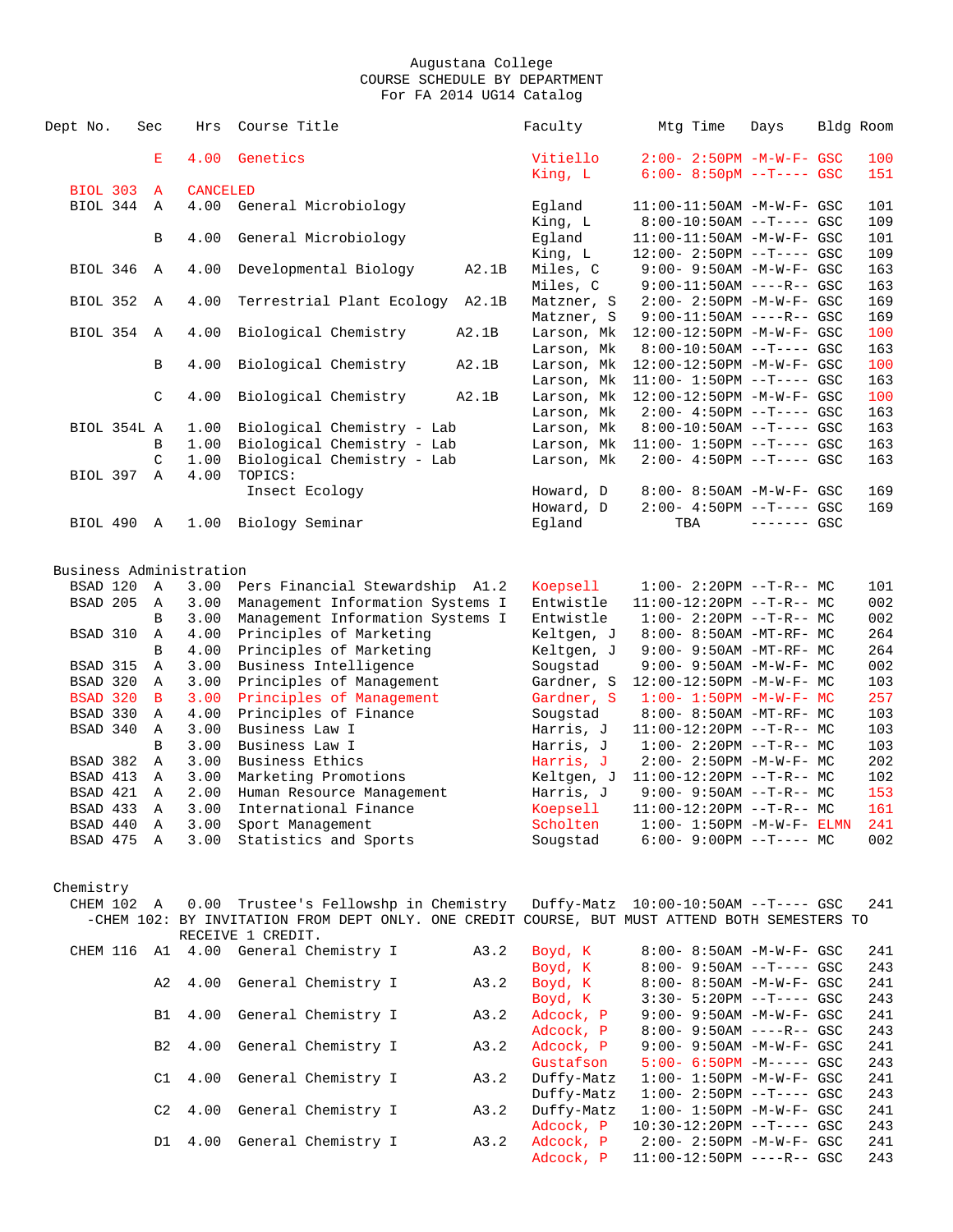# Augustana College
## COURSE SCHEDULE BY DEPARTMENT
### For FA 2014 UG14 Catalog

| Dept No. | Sec | Hrs | Course Title | | Faculty | Mtg Time | Days | Bldg | Room |
|---|---|---|---|---|---|---|---|---|---|
| | E | 4.00 | Genetics | | Vitiello | 2:00- 2:50PM | -M-W-F- | GSC | 100 |
| | | | | | King, L | 6:00- 8:50pm | --T---- | GSC | 151 |
| BIOL 303 | A | CANCELED | | | | | | | |
| BIOL 344 | A | 4.00 | General Microbiology | | Egland | 11:00-11:50AM | -M-W-F- | GSC | 101 |
| | | | | | King, L | 8:00-10:50AM | --T---- | GSC | 109 |
| | B | 4.00 | General Microbiology | | Egland | 11:00-11:50AM | -M-W-F- | GSC | 101 |
| | | | | | King, L | 12:00- 2:50PM | --T---- | GSC | 109 |
| BIOL 346 | A | 4.00 | Developmental Biology | A2.1B | Miles, C | 9:00- 9:50AM | -M-W-F- | GSC | 163 |
| | | | | | Miles, C | 9:00-11:50AM | ----R-- | GSC | 163 |
| BIOL 352 | A | 4.00 | Terrestrial Plant Ecology | A2.1B | Matzner, S | 2:00- 2:50PM | -M-W-F- | GSC | 169 |
| | | | | | Matzner, S | 9:00-11:50AM | ----R-- | GSC | 169 |
| BIOL 354 | A | 4.00 | Biological Chemistry | A2.1B | Larson, Mk | 12:00-12:50PM | -M-W-F- | GSC | 100 |
| | | | | | Larson, Mk | 8:00-10:50AM | --T---- | GSC | 163 |
| | B | 4.00 | Biological Chemistry | A2.1B | Larson, Mk | 12:00-12:50PM | -M-W-F- | GSC | 100 |
| | | | | | Larson, Mk | 11:00- 1:50PM | --T---- | GSC | 163 |
| | C | 4.00 | Biological Chemistry | A2.1B | Larson, Mk | 12:00-12:50PM | -M-W-F- | GSC | 100 |
| | | | | | Larson, Mk | 2:00- 4:50PM | --T---- | GSC | 163 |
| BIOL 354L | A | 1.00 | Biological Chemistry - Lab | | Larson, Mk | 8:00-10:50AM | --T---- | GSC | 163 |
| | B | 1.00 | Biological Chemistry - Lab | | Larson, Mk | 11:00- 1:50PM | --T---- | GSC | 163 |
| | C | 1.00 | Biological Chemistry - Lab | | Larson, Mk | 2:00- 4:50PM | --T---- | GSC | 163 |
| BIOL 397 | A | 4.00 | TOPICS: Insect Ecology | | Howard, D | 8:00- 8:50AM | -M-W-F- | GSC | 169 |
| | | | | | Howard, D | 2:00- 4:50PM | --T---- | GSC | 169 |
| BIOL 490 | A | 1.00 | Biology Seminar | | Egland | TBA | ------- | GSC | |

## Business Administration

| Dept No. | Sec | Hrs | Course Title | | Faculty | Mtg Time | Days | Bldg | Room |
|---|---|---|---|---|---|---|---|---|---|
| BSAD 120 | A | 3.00 | Pers Financial Stewardship | A1.2 | Koepsell | 1:00- 2:20PM | --T-R-- | MC | 101 |
| BSAD 205 | A | 3.00 | Management Information Systems I | | Entwistle | 11:00-12:20PM | --T-R-- | MC | 002 |
| | B | 3.00 | Management Information Systems I | | Entwistle | 1:00- 2:20PM | --T-R-- | MC | 002 |
| BSAD 310 | A | 4.00 | Principles of Marketing | | Keltgen, J | 8:00- 8:50AM | -MT-RF- | MC | 264 |
| | B | 4.00 | Principles of Marketing | | Keltgen, J | 9:00- 9:50AM | -MT-RF- | MC | 264 |
| BSAD 315 | A | 3.00 | Business Intelligence | | Sougstad | 9:00- 9:50AM | -M-W-F- | MC | 002 |
| BSAD 320 | A | 3.00 | Principles of Management | | Gardner, S | 12:00-12:50PM | -M-W-F- | MC | 103 |
| BSAD 320 | B | 3.00 | Principles of Management | | Gardner, S | 1:00- 1:50PM | -M-W-F- | MC | 257 |
| BSAD 330 | A | 4.00 | Principles of Finance | | Sougstad | 8:00- 8:50AM | -MT-RF- | MC | 103 |
| BSAD 340 | A | 3.00 | Business Law I | | Harris, J | 11:00-12:20PM | --T-R-- | MC | 103 |
| | B | 3.00 | Business Law I | | Harris, J | 1:00- 2:20PM | --T-R-- | MC | 103 |
| BSAD 382 | A | 3.00 | Business Ethics | | Harris, J | 2:00- 2:50PM | -M-W-F- | MC | 202 |
| BSAD 413 | A | 3.00 | Marketing Promotions | | Keltgen, J | 11:00-12:20PM | --T-R-- | MC | 102 |
| BSAD 421 | A | 2.00 | Human Resource Management | | Harris, J | 9:00- 9:50AM | --T-R-- | MC | 153 |
| BSAD 433 | A | 3.00 | International Finance | | Koepsell | 11:00-12:20PM | --T-R-- | MC | 161 |
| BSAD 440 | A | 3.00 | Sport Management | | Scholten | 1:00- 1:50PM | -M-W-F- | ELMN | 241 |
| BSAD 475 | A | 3.00 | Statistics and Sports | | Sougstad | 6:00- 9:00PM | --T---- | MC | 002 |

## Chemistry

| Dept No. | Sec | Hrs | Course Title | | Faculty | Mtg Time | Days | Bldg | Room |
|---|---|---|---|---|---|---|---|---|---|
| CHEM 102 | A | 0.00 | Trustee's Fellowshp in Chemistry | | Duffy-Matz | 10:00-10:50AM | --T---- | GSC | 241 |

-CHEM 102: BY INVITATION FROM DEPT ONLY. ONE CREDIT COURSE, BUT MUST ATTEND BOTH SEMESTERS TO RECEIVE 1 CREDIT.

| Dept No. | Sec | Hrs | Course Title | | Faculty | Mtg Time | Days | Bldg | Room |
|---|---|---|---|---|---|---|---|---|---|
| CHEM 116 | A1 | 4.00 | General Chemistry I | A3.2 | Boyd, K | 8:00- 8:50AM | -M-W-F- | GSC | 241 |
| | | | | | Boyd, K | 8:00- 9:50AM | --T---- | GSC | 243 |
| | A2 | 4.00 | General Chemistry I | A3.2 | Boyd, K | 8:00- 8:50AM | -M-W-F- | GSC | 241 |
| | | | | | Boyd, K | 3:30- 5:20PM | --T---- | GSC | 243 |
| | B1 | 4.00 | General Chemistry I | A3.2 | Adcock, P | 9:00- 9:50AM | -M-W-F- | GSC | 241 |
| | | | | | Adcock, P | 8:00- 9:50AM | ----R-- | GSC | 243 |
| | B2 | 4.00 | General Chemistry I | A3.2 | Adcock, P | 9:00- 9:50AM | -M-W-F- | GSC | 241 |
| | | | | | Gustafson | 5:00- 6:50PM | -M----- | GSC | 243 |
| | C1 | 4.00 | General Chemistry I | A3.2 | Duffy-Matz | 1:00- 1:50PM | -M-W-F- | GSC | 241 |
| | | | | | Duffy-Matz | 1:00- 2:50PM | --T---- | GSC | 243 |
| | C2 | 4.00 | General Chemistry I | A3.2 | Duffy-Matz | 1:00- 1:50PM | -M-W-F- | GSC | 241 |
| | | | | | Adcock, P | 10:30-12:20PM | --T---- | GSC | 243 |
| | D1 | 4.00 | General Chemistry I | A3.2 | Adcock, P | 2:00- 2:50PM | -M-W-F- | GSC | 241 |
| | | | | | Adcock, P | 11:00-12:50PM | ----R-- | GSC | 243 |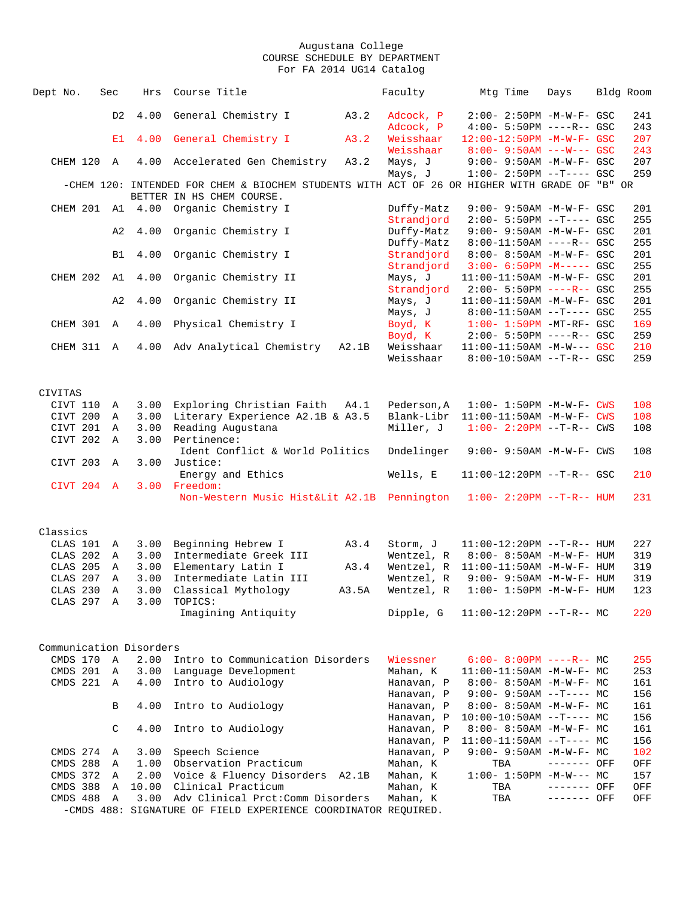# Augustana College
## COURSE SCHEDULE BY DEPARTMENT
### For FA 2014 UG14 Catalog

| Dept No. | Sec | Hrs | Course Title | | Faculty | Mtg Time | Days | Bldg | Room |
|---|---|---|---|---|---|---|---|---|---|
| | D2 | 4.00 | General Chemistry I | A3.2 | Adcock, P | 2:00- 2:50PM | -M-W-F- | GSC | 241 |
| | | | | | Adcock, P | 4:00- 5:50PM | ----R-- | GSC | 243 |
| | E1 | 4.00 | General Chemistry I | A3.2 | Weisshaar | 12:00-12:50PM | -M-W-F- | GSC | 207 |
| | | | | | Weisshaar | 8:00- 9:50AM | ---W--- | GSC | 243 |
| CHEM 120 | A | 4.00 | Accelerated Gen Chemistry | A3.2 | Mays, J | 9:00- 9:50AM | -M-W-F- | GSC | 207 |
| | | | | | Mays, J | 1:00- 2:50PM | --T---- | GSC | 259 |
| -CHEM 120: INTENDED FOR CHEM & BIOCHEM STUDENTS WITH ACT OF 26 OR HIGHER WITH GRADE OF "B" OR BETTER IN HS CHEM COURSE. | | | | | | | | | |
| CHEM 201 | A1 | 4.00 | Organic Chemistry I | | Duffy-Matz | 9:00- 9:50AM | -M-W-F- | GSC | 201 |
| | | | | | Strandjord | 2:00- 5:50PM | --T---- | GSC | 255 |
| | A2 | 4.00 | Organic Chemistry I | | Duffy-Matz | 9:00- 9:50AM | -M-W-F- | GSC | 201 |
| | | | | | Duffy-Matz | 8:00-11:50AM | ----R-- | GSC | 255 |
| | B1 | 4.00 | Organic Chemistry I | | Strandjord | 8:00- 8:50AM | -M-W-F- | GSC | 201 |
| | | | | | Strandjord | 3:00- 6:50PM | -M----- | GSC | 255 |
| CHEM 202 | A1 | 4.00 | Organic Chemistry II | | Mays, J | 11:00-11:50AM | -M-W-F- | GSC | 201 |
| | | | | | Strandjord | 2:00- 5:50PM | ----R-- | GSC | 255 |
| | A2 | 4.00 | Organic Chemistry II | | Mays, J | 11:00-11:50AM | -M-W-F- | GSC | 201 |
| | | | | | Mays, J | 8:00-11:50AM | --T---- | GSC | 255 |
| CHEM 301 | A | 4.00 | Physical Chemistry I | | Boyd, K | 1:00- 1:50PM | -MT-RF- | GSC | 169 |
| | | | | | Boyd, K | 2:00- 5:50PM | ----R-- | GSC | 259 |
| CHEM 311 | A | 4.00 | Adv Analytical Chemistry | A2.1B | Weisshaar | 11:00-11:50AM | -M-W--- | GSC | 210 |
| | | | | | Weisshaar | 8:00-10:50AM | --T-R-- | GSC | 259 |

## CIVITAS

| Dept No. | Sec | Hrs | Course Title | Faculty | Mtg Time | Days | Bldg | Room |
|---|---|---|---|---|---|---|---|---|
| CIVT 110 | A | 3.00 | Exploring Christian Faith A4.1 | Pederson,A | 1:00- 1:50PM | -M-W-F- | CWS | 108 |
| CIVT 200 | A | 3.00 | Literary Experience A2.1B & A3.5 | Blank-Libr | 11:00-11:50AM | -M-W-F- | CWS | 108 |
| CIVT 201 | A | 3.00 | Reading Augustana | Miller, J | 1:00- 2:20PM | --T-R-- | CWS | 108 |
| CIVT 202 | A | 3.00 | Pertinence: Ident Conflict & World Politics | Dndelinger | 9:00- 9:50AM | -M-W-F- | CWS | 108 |
| CIVT 203 | A | 3.00 | Justice: Energy and Ethics | Wells, E | 11:00-12:20PM | --T-R-- | GSC | 210 |
| CIVT 204 | A | 3.00 | Freedom: Non-Western Music Hist&Lit A2.1B | Pennington | 1:00- 2:20PM | --T-R-- | HUM | 231 |

## Classics

| Dept No. | Sec | Hrs | Course Title | | Faculty | Mtg Time | Days | Bldg | Room |
|---|---|---|---|---|---|---|---|---|---|
| CLAS 101 | A | 3.00 | Beginning Hebrew I | A3.4 | Storm, J | 11:00-12:20PM | --T-R-- | HUM | 227 |
| CLAS 202 | A | 3.00 | Intermediate Greek III | | Wentzel, R | 8:00- 8:50AM | -M-W-F- | HUM | 319 |
| CLAS 205 | A | 3.00 | Elementary Latin I | A3.4 | Wentzel, R | 11:00-11:50AM | -M-W-F- | HUM | 319 |
| CLAS 207 | A | 3.00 | Intermediate Latin III | | Wentzel, R | 9:00- 9:50AM | -M-W-F- | HUM | 319 |
| CLAS 230 | A | 3.00 | Classical Mythology | A3.5A | Wentzel, R | 1:00- 1:50PM | -M-W-F- | HUM | 123 |
| CLAS 297 | A | 3.00 | TOPICS: Imagining Antiquity | | Dipple, G | 11:00-12:20PM | --T-R-- | MC | 220 |

## Communication Disorders

| Dept No. | Sec | Hrs | Course Title | | Faculty | Mtg Time | Days | Bldg | Room |
|---|---|---|---|---|---|---|---|---|---|
| CMDS 170 | A | 2.00 | Intro to Communication Disorders | | Wiessner | 6:00- 8:00PM | ----R-- | MC | 255 |
| CMDS 201 | A | 3.00 | Language Development | | Mahan, K | 11:00-11:50AM | -M-W-F- | MC | 253 |
| CMDS 221 | A | 4.00 | Intro to Audiology | | Hanavan, P | 8:00- 8:50AM | -M-W-F- | MC | 161 |
| | | | | | Hanavan, P | 9:00- 9:50AM | --T---- | MC | 156 |
| | B | 4.00 | Intro to Audiology | | Hanavan, P | 8:00- 8:50AM | -M-W-F- | MC | 161 |
| | | | | | Hanavan, P | 10:00-10:50AM | --T---- | MC | 156 |
| | C | 4.00 | Intro to Audiology | | Hanavan, P | 8:00- 8:50AM | -M-W-F- | MC | 161 |
| | | | | | Hanavan, P | 11:00-11:50AM | --T---- | MC | 156 |
| CMDS 274 | A | 3.00 | Speech Science | | Hanavan, P | 9:00- 9:50AM | -M-W-F- | MC | 102 |
| CMDS 288 | A | 1.00 | Observation Practicum | | Mahan, K | TBA | ------- | OFF | OFF |
| CMDS 372 | A | 2.00 | Voice & Fluency Disorders | A2.1B | Mahan, K | 1:00- 1:50PM | -M-W--- | MC | 157 |
| CMDS 388 | A | 10.00 | Clinical Practicum | | Mahan, K | TBA | ------- | OFF | OFF |
| CMDS 488 | A | 3.00 | Adv Clinical Prct:Comm Disorders | | Mahan, K | TBA | ------- | OFF | OFF |
| -CMDS 488: SIGNATURE OF FIELD EXPERIENCE COORDINATOR REQUIRED. | | | | | | | | | |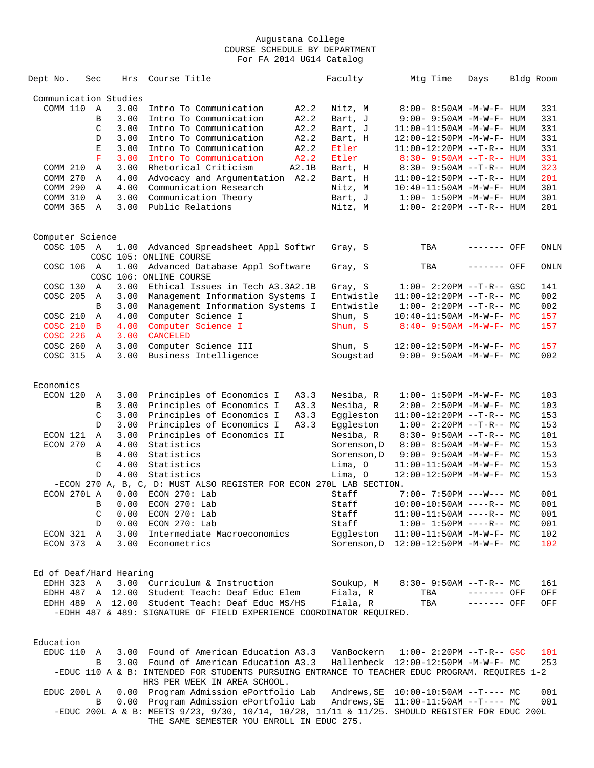# Augustana College
## COURSE SCHEDULE BY DEPARTMENT
### For FA 2014 UG14 Catalog

| Dept No. | Sec | Hrs | Course Title | | Faculty | Mtg Time | Days | Bldg | Room |
|---|---|---|---|---|---|---|---|---|---|
| **Communication Studies** | | | | | | | | | |
| COMM 110 | A | 3.00 | Intro To Communication | A2.2 | Nitz, M | 8:00- 8:50AM | -M-W-F- | HUM | 331 |
| | B | 3.00 | Intro To Communication | A2.2 | Bart, J | 9:00- 9:50AM | -M-W-F- | HUM | 331 |
| | C | 3.00 | Intro To Communication | A2.2 | Bart, J | 11:00-11:50AM | -M-W-F- | HUM | 331 |
| | D | 3.00 | Intro To Communication | A2.2 | Bart, H | 12:00-12:50PM | -M-W-F- | HUM | 331 |
| | E | 3.00 | Intro To Communication | A2.2 | Etler | 11:00-12:20PM | --T-R-- | HUM | 331 |
| | F | 3.00 | Intro To Communication | A2.2 | Etler | 8:30- 9:50AM | --T-R-- | HUM | 331 |
| COMM 210 | A | 3.00 | Rhetorical Criticism | A2.1B | Bart, H | 8:30- 9:50AM | --T-R-- | HUM | 323 |
| COMM 270 | A | 4.00 | Advocacy and Argumentation | A2.2 | Bart, H | 11:00-12:50PM | --T-R-- | HUM | 201 |
| COMM 290 | A | 4.00 | Communication Research | | Nitz, M | 10:40-11:50AM | -M-W-F- | HUM | 301 |
| COMM 310 | A | 3.00 | Communication Theory | | Bart, J | 1:00- 1:50PM | -M-W-F- | HUM | 301 |
| COMM 365 | A | 3.00 | Public Relations | | Nitz, M | 1:00- 2:20PM | --T-R-- | HUM | 201 |
| **Computer Science** | | | | | | | | | |
| COSC 105 | A | 1.00 | Advanced Spreadsheet Appl Softwr | | Gray, S | TBA | ------- | OFF | ONLN |
| | | | COSC 105: ONLINE COURSE | | | | | | |
| COSC 106 | A | 1.00 | Advanced Database Appl Software | | Gray, S | TBA | ------- | OFF | ONLN |
| | | | COSC 106: ONLINE COURSE | | | | | | |
| COSC 130 | A | 3.00 | Ethical Issues in Tech | A3.3A2.1B | Gray, S | 1:00- 2:20PM | --T-R-- | GSC | 141 |
| COSC 205 | A | 3.00 | Management Information Systems I | | Entwistle | 11:00-12:20PM | --T-R-- | MC | 002 |
| | B | 3.00 | Management Information Systems I | | Entwistle | 1:00- 2:20PM | --T-R-- | MC | 002 |
| COSC 210 | A | 4.00 | Computer Science I | | Shum, S | 10:40-11:50AM | -M-W-F- | MC | 157 |
| COSC 210 | B | 4.00 | Computer Science I | | Shum, S | 8:40- 9:50AM | -M-W-F- | MC | 157 |
| COSC 226 | A | 3.00 | CANCELED | | | | | | |
| COSC 260 | A | 3.00 | Computer Science III | | Shum, S | 12:00-12:50PM | -M-W-F- | MC | 157 |
| COSC 315 | A | 3.00 | Business Intelligence | | Sougstad | 9:00- 9:50AM | -M-W-F- | MC | 002 |
| **Economics** | | | | | | | | | |
| ECON 120 | A | 3.00 | Principles of Economics I | A3.3 | Nesiba, R | 1:00- 1:50PM | -M-W-F- | MC | 103 |
| | B | 3.00 | Principles of Economics I | A3.3 | Nesiba, R | 2:00- 2:50PM | -M-W-F- | MC | 103 |
| | C | 3.00 | Principles of Economics I | A3.3 | Eggleston | 11:00-12:20PM | --T-R-- | MC | 153 |
| | D | 3.00 | Principles of Economics I | A3.3 | Eggleston | 1:00- 2:20PM | --T-R-- | MC | 153 |
| ECON 121 | A | 3.00 | Principles of Economics II | | Nesiba, R | 8:30- 9:50AM | --T-R-- | MC | 101 |
| ECON 270 | A | 4.00 | Statistics | | Sorenson,D | 8:00- 8:50AM | -M-W-F- | MC | 153 |
| | B | 4.00 | Statistics | | Sorenson,D | 9:00- 9:50AM | -M-W-F- | MC | 153 |
| | C | 4.00 | Statistics | | Lima, O | 11:00-11:50AM | -M-W-F- | MC | 153 |
| | D | 4.00 | Statistics | | Lima, O | 12:00-12:50PM | -M-W-F- | MC | 153 |
| -ECON 270 A, B, C, D: MUST ALSO REGISTER FOR ECON 270L LAB SECTION. | | | | | | | | | |
| ECON 270L | A | 0.00 | ECON 270: Lab | | Staff | 7:00- 7:50PM | ---W--- | MC | 001 |
| | B | 0.00 | ECON 270: Lab | | Staff | 10:00-10:50AM | ----R-- | MC | 001 |
| | C | 0.00 | ECON 270: Lab | | Staff | 11:00-11:50AM | ----R-- | MC | 001 |
| | D | 0.00 | ECON 270: Lab | | Staff | 1:00- 1:50PM | ----R-- | MC | 001 |
| ECON 321 | A | 3.00 | Intermediate Macroeconomics | | Eggleston | 11:00-11:50AM | -M-W-F- | MC | 102 |
| ECON 373 | A | 3.00 | Econometrics | | Sorenson,D | 12:00-12:50PM | -M-W-F- | MC | 102 |
| **Ed of Deaf/Hard Hearing** | | | | | | | | | |
| EDHH 323 | A | 3.00 | Curriculum & Instruction | | Soukup, M | 8:30- 9:50AM | --T-R-- | MC | 161 |
| EDHH 487 | A | 12.00 | Student Teach: Deaf Educ Elem | | Fiala, R | TBA | ------- | OFF | OFF |
| EDHH 489 | A | 12.00 | Student Teach: Deaf Educ MS/HS | | Fiala, R | TBA | ------- | OFF | OFF |
| -EDHH 487 & 489: SIGNATURE OF FIELD EXPERIENCE COORDINATOR REQUIRED. | | | | | | | | | |
| **Education** | | | | | | | | | |
| EDUC 110 | A | 3.00 | Found of American Education | A3.3 | VanBockern | 1:00- 2:20PM | --T-R-- | GSC | 101 |
| | B | 3.00 | Found of American Education | A3.3 | Hallenbeck | 12:00-12:50PM | -M-W-F- | MC | 253 |
| -EDUC 110 A & B: INTENDED FOR STUDENTS PURSUING ENTRANCE TO TEACHER EDUC PROGRAM. REQUIRES 1-2 HRS PER WEEK IN AREA SCHOOL. | | | | | | | | | |
| EDUC 200L | A | 0.00 | Program Admission ePortfolio Lab | | Andrews,SE | 10:00-10:50AM | --T---- | MC | 001 |
| | B | 0.00 | Program Admission ePortfolio Lab | | Andrews,SE | 11:00-11:50AM | --T---- | MC | 001 |
| -EDUC 200L A & B: MEETS 9/23, 9/30, 10/14, 10/28, 11/11 & 11/25. SHOULD REGISTER FOR EDUC 200L THE SAME SEMESTER YOU ENROLL IN EDUC 275. | | | | | | | | | |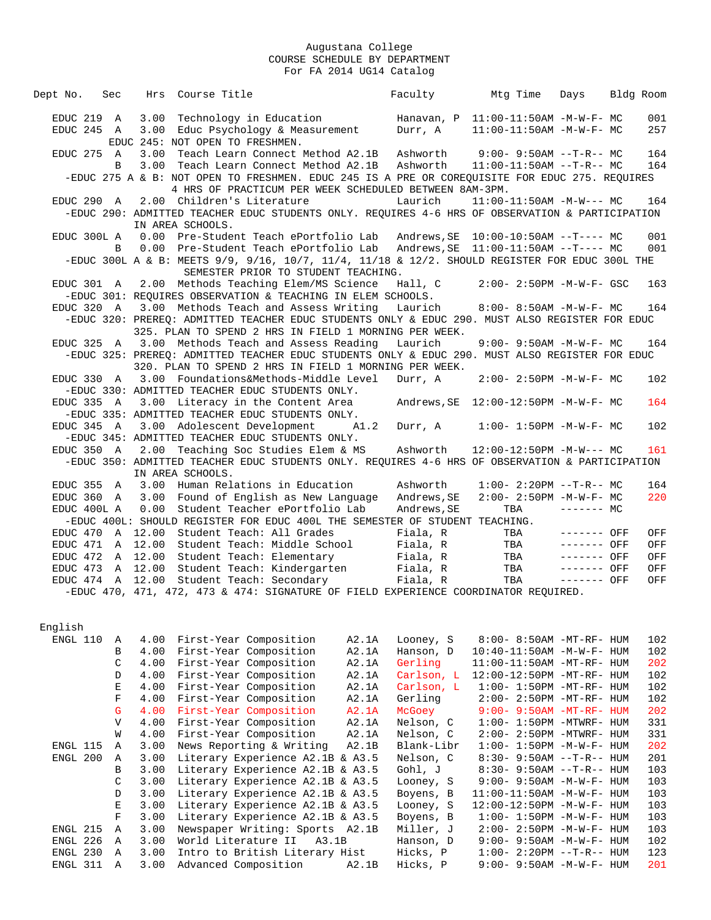Augustana College
COURSE SCHEDULE BY DEPARTMENT
For FA 2014 UG14 Catalog

| Dept | No. | Sec | Hrs | Course Title | | Faculty | Mtg Time | Days | Bldg | Room |
|---|---|---|---|---|---|---|---|---|---|---|
| EDUC | 219 | A | 3.00 | Technology in Education | | Hanavan, P | 11:00-11:50AM | -M-W-F- | MC | 001 |
| EDUC | 245 | A | 3.00 | Educ Psychology & Measurement | | Durr, A | 11:00-11:50AM | -M-W-F- | MC | 257 |
| EDUC 245: NOT OPEN TO FRESHMEN. | | | | | | | | | | |
| EDUC | 275 | A | 3.00 | Teach Learn Connect Method | A2.1B | Ashworth | 9:00- 9:50AM | --T-R-- | MC | 164 |
| | | B | 3.00 | Teach Learn Connect Method | A2.1B | Ashworth | 11:00-11:50AM | --T-R-- | MC | 164 |
| -EDUC 275 A & B: NOT OPEN TO FRESHMEN. EDUC 245 IS A PRE OR COREQUISITE FOR EDUC 275. REQUIRES 4 HRS OF PRACTICUM PER WEEK SCHEDULED BETWEEN 8AM-3PM. | | | | | | | | | | |
| EDUC | 290 | A | 2.00 | Children's Literature | | Laurich | 11:00-11:50AM | -M-W--- | MC | 164 |
| -EDUC 290: ADMITTED TEACHER EDUC STUDENTS ONLY. REQUIRES 4-6 HRS OF OBSERVATION & PARTICIPATION IN AREA SCHOOLS. | | | | | | | | | | |
| EDUC | 300L | A | 0.00 | Pre-Student Teach ePortfolio Lab | | Andrews,SE | 10:00-10:50AM | --T---- | MC | 001 |
| | | B | 0.00 | Pre-Student Teach ePortfolio Lab | | Andrews,SE | 11:00-11:50AM | --T---- | MC | 001 |
| -EDUC 300L A & B: MEETS 9/9, 9/16, 10/7, 11/4, 11/18 & 12/2. SHOULD REGISTER FOR EDUC 300L THE SEMESTER PRIOR TO STUDENT TEACHING. | | | | | | | | | | |
| EDUC | 301 | A | 2.00 | Methods Teaching Elem/MS Science | | Hall, C | 2:00- 2:50PM | -M-W-F- | GSC | 163 |
| -EDUC 301: REQUIRES OBSERVATION & TEACHING IN ELEM SCHOOLS. | | | | | | | | | | |
| EDUC | 320 | A | 3.00 | Methods Teach and Assess Writing | | Laurich | 8:00- 8:50AM | -M-W-F- | MC | 164 |
| -EDUC 320: PREREQ: ADMITTED TEACHER EDUC STUDENTS ONLY & EDUC 290. MUST ALSO REGISTER FOR EDUC 325. PLAN TO SPEND 2 HRS IN FIELD 1 MORNING PER WEEK. | | | | | | | | | | |
| EDUC | 325 | A | 3.00 | Methods Teach and Assess Reading | | Laurich | 9:00- 9:50AM | -M-W-F- | MC | 164 |
| -EDUC 325: PREREQ: ADMITTED TEACHER EDUC STUDENTS ONLY & EDUC 290. MUST ALSO REGISTER FOR EDUC 320. PLAN TO SPEND 2 HRS IN FIELD 1 MORNING PER WEEK. | | | | | | | | | | |
| EDUC | 330 | A | 3.00 | Foundations&Methods-Middle Level | | Durr, A | 2:00- 2:50PM | -M-W-F- | MC | 102 |
| -EDUC 330: ADMITTED TEACHER EDUC STUDENTS ONLY. | | | | | | | | | | |
| EDUC | 335 | A | 3.00 | Literacy in the Content Area | | Andrews,SE | 12:00-12:50PM | -M-W-F- | MC | 164 |
| -EDUC 335: ADMITTED TEACHER EDUC STUDENTS ONLY. | | | | | | | | | | |
| EDUC | 345 | A | 3.00 | Adolescent Development | A1.2 | Durr, A | 1:00- 1:50PM | -M-W-F- | MC | 102 |
| -EDUC 345: ADMITTED TEACHER EDUC STUDENTS ONLY. | | | | | | | | | | |
| EDUC | 350 | A | 2.00 | Teaching Soc Studies Elem & MS | | Ashworth | 12:00-12:50PM | -M-W--- | MC | 161 |
| -EDUC 350: ADMITTED TEACHER EDUC STUDENTS ONLY. REQUIRES 4-6 HRS OF OBSERVATION & PARTICIPATION IN AREA SCHOOLS. | | | | | | | | | | |
| EDUC | 355 | A | 3.00 | Human Relations in Education | | Ashworth | 1:00- 2:20PM | --T-R-- | MC | 164 |
| EDUC | 360 | A | 3.00 | Found of English as New Language | | Andrews,SE | 2:00- 2:50PM | -M-W-F- | MC | 220 |
| EDUC | 400L | A | 0.00 | Student Teacher ePortfolio Lab | | Andrews,SE | TBA | ------- | MC | |
| -EDUC 400L: SHOULD REGISTER FOR EDUC 400L THE SEMESTER OF STUDENT TEACHING. | | | | | | | | | | |
| EDUC | 470 | A | 12.00 | Student Teach: All Grades | | Fiala, R | TBA | ------- | OFF | OFF |
| EDUC | 471 | A | 12.00 | Student Teach: Middle School | | Fiala, R | TBA | ------- | OFF | OFF |
| EDUC | 472 | A | 12.00 | Student Teach: Elementary | | Fiala, R | TBA | ------- | OFF | OFF |
| EDUC | 473 | A | 12.00 | Student Teach: Kindergarten | | Fiala, R | TBA | ------- | OFF | OFF |
| EDUC | 474 | A | 12.00 | Student Teach: Secondary | | Fiala, R | TBA | ------- | OFF | OFF |
| -EDUC 470, 471, 472, 473 & 474: SIGNATURE OF FIELD EXPERIENCE COORDINATOR REQUIRED. | | | | | | | | | | |

## English

| Dept | No. | Sec | Hrs | Course Title | | Faculty | Mtg Time | Days | Bldg | Room |
|---|---|---|---|---|---|---|---|---|---|---|
| ENGL | 110 | A | 4.00 | First-Year Composition | A2.1A | Looney, S | 8:00- 8:50AM | -MT-RF- | HUM | 102 |
| | | B | 4.00 | First-Year Composition | A2.1A | Hanson, D | 10:40-11:50AM | -M-W-F- | HUM | 102 |
| | | C | 4.00 | First-Year Composition | A2.1A | Gerling | 11:00-11:50AM | -MT-RF- | HUM | 202 |
| | | D | 4.00 | First-Year Composition | A2.1A | Carlson, L | 12:00-12:50PM | -MT-RF- | HUM | 102 |
| | | E | 4.00 | First-Year Composition | A2.1A | Carlson, L | 1:00- 1:50PM | -MT-RF- | HUM | 102 |
| | | F | 4.00 | First-Year Composition | A2.1A | Gerling | 2:00- 2:50PM | -MT-RF- | HUM | 102 |
| | | G | 4.00 | First-Year Composition | A2.1A | McGoey | 9:00- 9:50AM | -MT-RF- | HUM | 202 |
| | | V | 4.00 | First-Year Composition | A2.1A | Nelson, C | 1:00- 1:50PM | -MTWRF- | HUM | 331 |
| | | W | 4.00 | First-Year Composition | A2.1A | Nelson, C | 2:00- 2:50PM | -MTWRF- | HUM | 331 |
| ENGL | 115 | A | 3.00 | News Reporting & Writing | A2.1B | Blank-Libr | 1:00- 1:50PM | -M-W-F- | HUM | 202 |
| ENGL | 200 | A | 3.00 | Literary Experience | A2.1B & A3.5 | Nelson, C | 8:30- 9:50AM | --T-R-- | HUM | 201 |
| | | B | 3.00 | Literary Experience | A2.1B & A3.5 | Gohl, J | 8:30- 9:50AM | --T-R-- | HUM | 103 |
| | | C | 3.00 | Literary Experience | A2.1B & A3.5 | Looney, S | 9:00- 9:50AM | -M-W-F- | HUM | 103 |
| | | D | 3.00 | Literary Experience | A2.1B & A3.5 | Boyens, B | 11:00-11:50AM | -M-W-F- | HUM | 103 |
| | | E | 3.00 | Literary Experience | A2.1B & A3.5 | Looney, S | 12:00-12:50PM | -M-W-F- | HUM | 103 |
| | | F | 3.00 | Literary Experience | A2.1B & A3.5 | Boyens, B | 1:00- 1:50PM | -M-W-F- | HUM | 103 |
| ENGL | 215 | A | 3.00 | Newspaper Writing: Sports | A2.1B | Miller, J | 2:00- 2:50PM | -M-W-F- | HUM | 103 |
| ENGL | 226 | A | 3.00 | World Literature II | A3.1B | Hanson, D | 9:00- 9:50AM | -M-W-F- | HUM | 102 |
| ENGL | 230 | A | 3.00 | Intro to British Literary Hist | | Hicks, P | 1:00- 2:20PM | --T-R-- | HUM | 123 |
| ENGL | 311 | A | 3.00 | Advanced Composition | A2.1B | Hicks, P | 9:00- 9:50AM | -M-W-F- | HUM | 201 |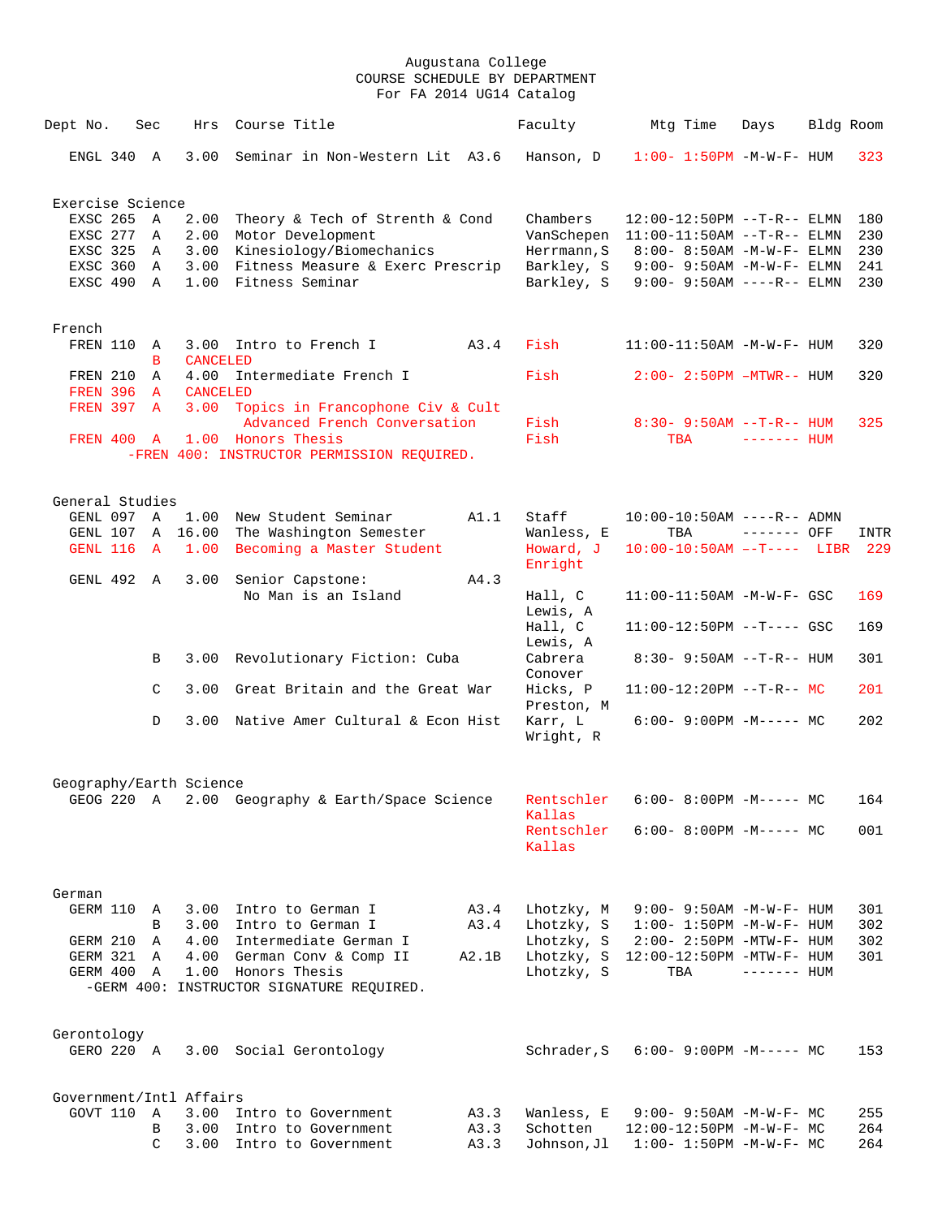# Augustana College
## COURSE SCHEDULE BY DEPARTMENT
### For FA 2014 UG14 Catalog

| Dept | No. | Sec | Hrs | Course Title | | Faculty | Mtg Time | Days | Bldg | Room |
|---|---|---|---|---|---|---|---|---|---|---|
| ENGL | 340 | A | 3.00 | Seminar in Non-Western Lit | A3.6 | Hanson, D | 1:00- 1:50PM | -M-W-F- | HUM | 323 |
| **Exercise Science** | | | | | | | | | | |
| EXSC | 265 | A | 2.00 | Theory & Tech of Strenth & Cond | | Chambers | 12:00-12:50PM | --T-R-- | ELMN | 180 |
| EXSC | 277 | A | 2.00 | Motor Development | | VanSchepen | 11:00-11:50AM | --T-R-- | ELMN | 230 |
| EXSC | 325 | A | 3.00 | Kinesiology/Biomechanics | | Herrmann,S | 8:00- 8:50AM | -M-W-F- | ELMN | 230 |
| EXSC | 360 | A | 3.00 | Fitness Measure & Exerc Prescrip | | Barkley, S | 9:00- 9:50AM | -M-W-F- | ELMN | 241 |
| EXSC | 490 | A | 1.00 | Fitness Seminar | | Barkley, S | 9:00- 9:50AM | ----R-- | ELMN | 230 |
| **French** | | | | | | | | | | |
| FREN | 110 | A | 3.00 | Intro to French I | A3.4 | Fish | 11:00-11:50AM | -M-W-F- | HUM | 320 |
| | | B | CANCELED | | | | | | | |
| FREN | 210 | A | 4.00 | Intermediate French I | | Fish | 2:00- 2:50PM | -MTWR-- | HUM | 320 |
| FREN | 396 | A | CANCELED | | | | | | | |
| FREN | 397 | A | 3.00 | Topics in Francophone Civ & Cult<br>Advanced French Conversation | | Fish | 8:30- 9:50AM | --T-R-- | HUM | 325 |
| FREN | 400 | A | 1.00 | Honors Thesis | | Fish | TBA | ------- | HUM | |
| | | | | -FREN 400: INSTRUCTOR PERMISSION REQUIRED. | | | | | | |
| **General Studies** | | | | | | | | | | |
| GENL | 097 | A | 1.00 | New Student Seminar | A1.1 | Staff | 10:00-10:50AM | ----R-- | ADMN | |
| GENL | 107 | A | 16.00 | The Washington Semester | | Wanless, E | TBA | ------- | OFF | INTR |
| GENL | 116 | A | 1.00 | Becoming a Master Student | | Howard, J<br>Enright | 10:00-10:50AM | --T---- | LIBR | 229 |
| GENL | 492 | A | 3.00 | Senior Capstone:<br>No Man is an Island | A4.3 | Hall, C<br>Lewis, A | 11:00-11:50AM | -M-W-F- | GSC | 169 |
| | | | | | | Hall, C<br>Lewis, A | 11:00-12:50PM | --T---- | GSC | 169 |
| | | B | 3.00 | Revolutionary Fiction: Cuba | | Cabrera<br>Conover | 8:30- 9:50AM | --T-R-- | HUM | 301 |
| | | C | 3.00 | Great Britain and the Great War | | Hicks, P<br>Preston, M | 11:00-12:20PM | --T-R-- | MC | 201 |
| | | D | 3.00 | Native Amer Cultural & Econ Hist | | Karr, L<br>Wright, R | 6:00- 9:00PM | -M----- | MC | 202 |
| **Geography/Earth Science** | | | | | | | | | | |
| GEOG | 220 | A | 2.00 | Geography & Earth/Space Science | | Rentschler<br>Kallas | 6:00- 8:00PM | -M----- | MC | 164 |
| | | | | | | Rentschler<br>Kallas | 6:00- 8:00PM | -M----- | MC | 001 |
| **German** | | | | | | | | | | |
| GERM | 110 | A | 3.00 | Intro to German I | A3.4 | Lhotzky, M | 9:00- 9:50AM | -M-W-F- | HUM | 301 |
| | | B | 3.00 | Intro to German I | A3.4 | Lhotzky, S | 1:00- 1:50PM | -M-W-F- | HUM | 302 |
| GERM | 210 | A | 4.00 | Intermediate German I | | Lhotzky, S | 2:00- 2:50PM | -MTW-F- | HUM | 302 |
| GERM | 321 | A | 4.00 | German Conv & Comp II | A2.1B | Lhotzky, S | 12:00-12:50PM | -MTW-F- | HUM | 301 |
| GERM | 400 | A | 1.00 | Honors Thesis | | Lhotzky, S | TBA | ------- | HUM | |
| | | | | -GERM 400: INSTRUCTOR SIGNATURE REQUIRED. | | | | | | |
| **Gerontology** | | | | | | | | | | |
| GERO | 220 | A | 3.00 | Social Gerontology | | Schrader,S | 6:00- 9:00PM | -M----- | MC | 153 |
| **Government/Intl Affairs** | | | | | | | | | | |
| GOVT | 110 | A | 3.00 | Intro to Government | A3.3 | Wanless, E | 9:00- 9:50AM | -M-W-F- | MC | 255 |
| | | B | 3.00 | Intro to Government | A3.3 | Schotten | 12:00-12:50PM | -M-W-F- | MC | 264 |
| | | C | 3.00 | Intro to Government | A3.3 | Johnson,Jl | 1:00- 1:50PM | -M-W-F- | MC | 264 |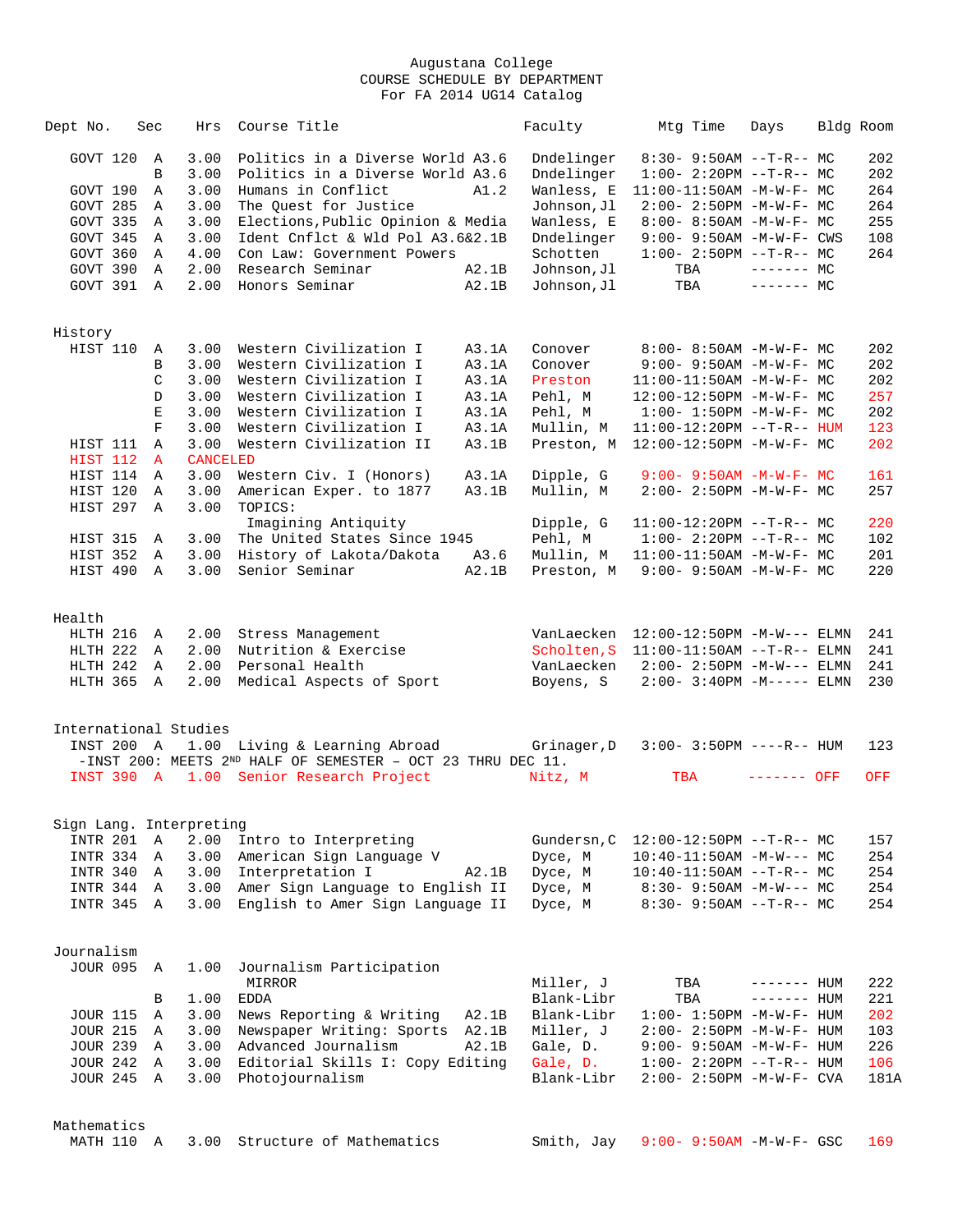Augustana College
COURSE SCHEDULE BY DEPARTMENT
For FA 2014 UG14 Catalog

| Dept No. | Sec | Hrs | Course Title | | Faculty | Mtg Time | Days | Bldg | Room |
|---|---|---|---|---|---|---|---|---|---|
| GOVT 120 | A | 3.00 | Politics in a Diverse World | A3.6 | Dndelinger | 8:30- 9:50AM | --T-R-- | MC | 202 |
| | B | 3.00 | Politics in a Diverse World | A3.6 | Dndelinger | 1:00- 2:20PM | --T-R-- | MC | 202 |
| GOVT 190 | A | 3.00 | Humans in Conflict | A1.2 | Wanless, E | 11:00-11:50AM | -M-W-F- | MC | 264 |
| GOVT 285 | A | 3.00 | The Quest for Justice | | Johnson,Jl | 2:00- 2:50PM | -M-W-F- | MC | 264 |
| GOVT 335 | A | 3.00 | Elections,Public Opinion & Media | | Wanless, E | 8:00- 8:50AM | -M-W-F- | MC | 255 |
| GOVT 345 | A | 3.00 | Ident Cnflct & Wld Pol | A3.6&2.1B | Dndelinger | 9:00- 9:50AM | -M-W-F- | CWS | 108 |
| GOVT 360 | A | 4.00 | Con Law: Government Powers | | Schotten | 1:00- 2:50PM | --T-R-- | MC | 264 |
| GOVT 390 | A | 2.00 | Research Seminar | A2.1B | Johnson,Jl | TBA | ------- | MC | |
| GOVT 391 | A | 2.00 | Honors Seminar | A2.1B | Johnson,Jl | TBA | ------- | MC | |

## History

| Dept No. | Sec | Hrs | Course Title | | Faculty | Mtg Time | Days | Bldg | Room |
|---|---|---|---|---|---|---|---|---|---|
| HIST 110 | A | 3.00 | Western Civilization I | A3.1A | Conover | 8:00- 8:50AM | -M-W-F- | MC | 202 |
| | B | 3.00 | Western Civilization I | A3.1A | Conover | 9:00- 9:50AM | -M-W-F- | MC | 202 |
| | C | 3.00 | Western Civilization I | A3.1A | Preston | 11:00-11:50AM | -M-W-F- | MC | 202 |
| | D | 3.00 | Western Civilization I | A3.1A | Pehl, M | 12:00-12:50PM | -M-W-F- | MC | 257 |
| | E | 3.00 | Western Civilization I | A3.1A | Pehl, M | 1:00- 1:50PM | -M-W-F- | MC | 202 |
| | F | 3.00 | Western Civilization I | A3.1A | Mullin, M | 11:00-12:20PM | --T-R-- | HUM | 123 |
| HIST 111 | A | 3.00 | Western Civilization II | A3.1B | Preston, M | 12:00-12:50PM | -M-W-F- | MC | 202 |
| HIST 112 | A | CANCELED | | | | | | | |
| HIST 114 | A | 3.00 | Western Civ. I (Honors) | A3.1A | Dipple, G | 9:00- 9:50AM | -M-W-F- | MC | 161 |
| HIST 120 | A | 3.00 | American Exper. to 1877 | A3.1B | Mullin, M | 2:00- 2:50PM | -M-W-F- | MC | 257 |
| HIST 297 | A | 3.00 | TOPICS: Imagining Antiquity | | Dipple, G | 11:00-12:20PM | --T-R-- | MC | 220 |
| HIST 315 | A | 3.00 | The United States Since 1945 | | Pehl, M | 1:00- 2:20PM | --T-R-- | MC | 102 |
| HIST 352 | A | 3.00 | History of Lakota/Dakota | A3.6 | Mullin, M | 11:00-11:50AM | -M-W-F- | MC | 201 |
| HIST 490 | A | 3.00 | Senior Seminar | A2.1B | Preston, M | 9:00- 9:50AM | -M-W-F- | MC | 220 |

## Health

| Dept No. | Sec | Hrs | Course Title | | Faculty | Mtg Time | Days | Bldg | Room |
|---|---|---|---|---|---|---|---|---|---|
| HLTH 216 | A | 2.00 | Stress Management | | VanLaecken | 12:00-12:50PM | -M-W--- | ELMN | 241 |
| HLTH 222 | A | 2.00 | Nutrition & Exercise | | Scholten,S | 11:00-11:50AM | --T-R-- | ELMN | 241 |
| HLTH 242 | A | 2.00 | Personal Health | | VanLaecken | 2:00- 2:50PM | -M-W--- | ELMN | 241 |
| HLTH 365 | A | 2.00 | Medical Aspects of Sport | | Boyens, S | 2:00- 3:40PM | -M----- | ELMN | 230 |

## International Studies

| Dept No. | Sec | Hrs | Course Title | | Faculty | Mtg Time | Days | Bldg | Room |
|---|---|---|---|---|---|---|---|---|---|
| INST 200 | A | 1.00 | Living & Learning Abroad | | Grinager,D | 3:00- 3:50PM | ----R-- | HUM | 123 |
| INST 390 | A | 1.00 | Senior Research Project | | Nitz, M | TBA | ------- | OFF | OFF |

-INST 200: MEETS 2ND HALF OF SEMESTER – OCT 23 THRU DEC 11.

## Sign Lang. Interpreting

| Dept No. | Sec | Hrs | Course Title | | Faculty | Mtg Time | Days | Bldg | Room |
|---|---|---|---|---|---|---|---|---|---|
| INTR 201 | A | 2.00 | Intro to Interpreting | | Gundersn,C | 12:00-12:50PM | --T-R-- | MC | 157 |
| INTR 334 | A | 3.00 | American Sign Language V | | Dyce, M | 10:40-11:50AM | -M-W--- | MC | 254 |
| INTR 340 | A | 3.00 | Interpretation I | A2.1B | Dyce, M | 10:40-11:50AM | --T-R-- | MC | 254 |
| INTR 344 | A | 3.00 | Amer Sign Language to English II | | Dyce, M | 8:30- 9:50AM | -M-W--- | MC | 254 |
| INTR 345 | A | 3.00 | English to Amer Sign Language II | | Dyce, M | 8:30- 9:50AM | --T-R-- | MC | 254 |

## Journalism

| Dept No. | Sec | Hrs | Course Title | | Faculty | Mtg Time | Days | Bldg | Room |
|---|---|---|---|---|---|---|---|---|---|
| JOUR 095 | A | 1.00 | Journalism Participation MIRROR | | Miller, J | TBA | ------- | HUM | 222 |
| | B | 1.00 | EDDA | | Blank-Libr | TBA | ------- | HUM | 221 |
| JOUR 115 | A | 3.00 | News Reporting & Writing | A2.1B | Blank-Libr | 1:00- 1:50PM | -M-W-F- | HUM | 202 |
| JOUR 215 | A | 3.00 | Newspaper Writing: Sports | A2.1B | Miller, J | 2:00- 2:50PM | -M-W-F- | HUM | 103 |
| JOUR 239 | A | 3.00 | Advanced Journalism | A2.1B | Gale, D. | 9:00- 9:50AM | -M-W-F- | HUM | 226 |
| JOUR 242 | A | 3.00 | Editorial Skills I: Copy Editing | | Gale, D. | 1:00- 2:20PM | --T-R-- | HUM | 106 |
| JOUR 245 | A | 3.00 | Photojournalism | | Blank-Libr | 2:00- 2:50PM | -M-W-F- | CVA | 181A |

## Mathematics

| Dept No. | Sec | Hrs | Course Title | | Faculty | Mtg Time | Days | Bldg | Room |
|---|---|---|---|---|---|---|---|---|---|
| MATH 110 | A | 3.00 | Structure of Mathematics | | Smith, Jay | 9:00- 9:50AM | -M-W-F- | GSC | 169 |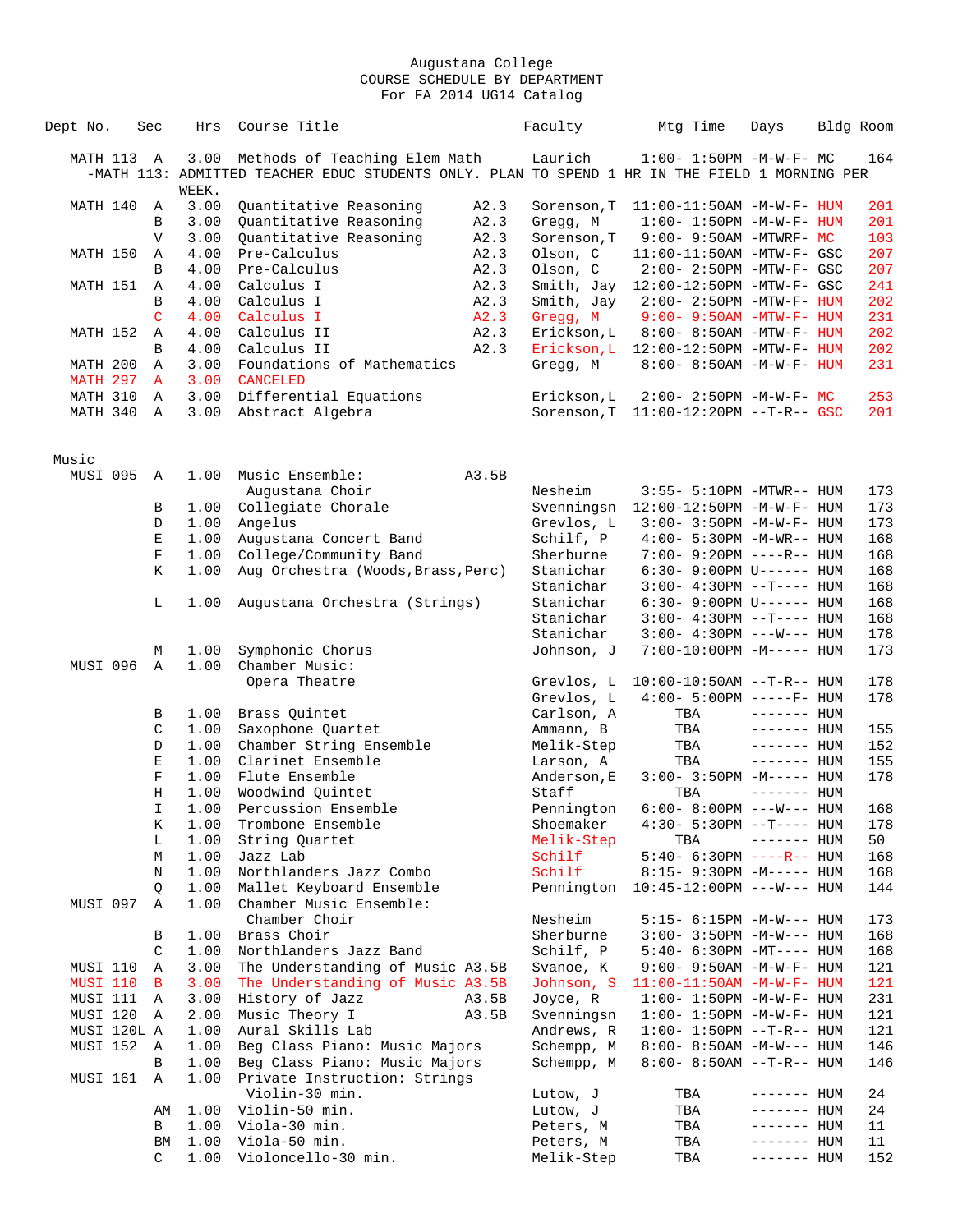Augustana College
COURSE SCHEDULE BY DEPARTMENT
For FA 2014 UG14 Catalog

| Dept No. | Sec | Hrs | Course Title | | Faculty | Mtg Time | Days | Bldg | Room |
|---|---|---|---|---|---|---|---|---|---|
| MATH 113 | A | 3.00 | Methods of Teaching Elem Math | | Laurich | 1:00- 1:50PM | -M-W-F- | MC | 164 |
| -MATH 113: ADMITTED TEACHER EDUC STUDENTS ONLY. PLAN TO SPEND 1 HR IN THE FIELD 1 MORNING PER WEEK. | | | | | | | | | |
| MATH 140 | A | 3.00 | Quantitative Reasoning | A2.3 | Sorenson,T | 11:00-11:50AM | -M-W-F- | HUM | 201 |
| | B | 3.00 | Quantitative Reasoning | A2.3 | Gregg, M | 1:00- 1:50PM | -M-W-F- | HUM | 201 |
| | V | 3.00 | Quantitative Reasoning | A2.3 | Sorenson,T | 9:00- 9:50AM | -MTWRF- | MC | 103 |
| MATH 150 | A | 4.00 | Pre-Calculus | A2.3 | Olson, C | 11:00-11:50AM | -MTW-F- | GSC | 207 |
| | B | 4.00 | Pre-Calculus | A2.3 | Olson, C | 2:00- 2:50PM | -MTW-F- | GSC | 207 |
| MATH 151 | A | 4.00 | Calculus I | A2.3 | Smith, Jay | 12:00-12:50PM | -MTW-F- | GSC | 241 |
| | B | 4.00 | Calculus I | A2.3 | Smith, Jay | 2:00- 2:50PM | -MTW-F- | HUM | 202 |
| | C | 4.00 | Calculus I | A2.3 | Gregg, M | 9:00- 9:50AM | -MTW-F- | HUM | 231 |
| MATH 152 | A | 4.00 | Calculus II | A2.3 | Erickson,L | 8:00- 8:50AM | -MTW-F- | HUM | 202 |
| | B | 4.00 | Calculus II | A2.3 | Erickson,L | 12:00-12:50PM | -MTW-F- | HUM | 202 |
| MATH 200 | A | 3.00 | Foundations of Mathematics | | Gregg, M | 8:00- 8:50AM | -M-W-F- | HUM | 231 |
| MATH 297 | A | 3.00 | CANCELED | | | | | | |
| MATH 310 | A | 3.00 | Differential Equations | | Erickson,L | 2:00- 2:50PM | -M-W-F- | MC | 253 |
| MATH 340 | A | 3.00 | Abstract Algebra | | Sorenson,T | 11:00-12:20PM | --T-R-- | GSC | 201 |

## Music

| Dept No. | Sec | Hrs | Course Title | | Faculty | Mtg Time | Days | Bldg | Room |
|---|---|---|---|---|---|---|---|---|---|
| MUSI 095 | A | 1.00 | Music Ensemble: Augustana Choir | A3.5B | Nesheim | 3:55- 5:10PM | -MTWR-- | HUM | 173 |
| | B | 1.00 | Collegiate Chorale | | Svenningsn | 12:00-12:50PM | -M-W-F- | HUM | 173 |
| | D | 1.00 | Angelus | | Grevlos, L | 3:00- 3:50PM | -M-W-F- | HUM | 173 |
| | E | 1.00 | Augustana Concert Band | | Schilf, P | 4:00- 5:30PM | -M-WR-- | HUM | 168 |
| | F | 1.00 | College/Community Band | | Sherburne | 7:00- 9:20PM | ----R-- | HUM | 168 |
| | K | 1.00 | Aug Orchestra (Woods,Brass,Perc) | | Stanichar | 6:30- 9:00PM | U------ | HUM | 168 |
| | | | | | Stanichar | 3:00- 4:30PM | --T---- | HUM | 168 |
| | L | 1.00 | Augustana Orchestra (Strings) | | Stanichar | 6:30- 9:00PM | U------ | HUM | 168 |
| | | | | | Stanichar | 3:00- 4:30PM | --T---- | HUM | 168 |
| | | | | | Stanichar | 3:00- 4:30PM | ---W--- | HUM | 178 |
| | M | 1.00 | Symphonic Chorus | | Johnson, J | 7:00-10:00PM | -M----- | HUM | 173 |
| MUSI 096 | A | 1.00 | Chamber Music: Opera Theatre | | Grevlos, L | 10:00-10:50AM | --T-R-- | HUM | 178 |
| | | | | | Grevlos, L | 4:00- 5:00PM | -----F- | HUM | 178 |
| | B | 1.00 | Brass Quintet | | Carlson, A | TBA | ------- | HUM | |
| | C | 1.00 | Saxophone Quartet | | Ammann, B | TBA | ------- | HUM | 155 |
| | D | 1.00 | Chamber String Ensemble | | Melik-Step | TBA | ------- | HUM | 152 |
| | E | 1.00 | Clarinet Ensemble | | Larson, A | TBA | ------- | HUM | 155 |
| | F | 1.00 | Flute Ensemble | | Anderson,E | 3:00- 3:50PM | -M----- | HUM | 178 |
| | H | 1.00 | Woodwind Quintet | | Staff | TBA | ------- | HUM | |
| | I | 1.00 | Percussion Ensemble | | Pennington | 6:00- 8:00PM | ---W--- | HUM | 168 |
| | K | 1.00 | Trombone Ensemble | | Shoemaker | 4:30- 5:30PM | --T---- | HUM | 178 |
| | L | 1.00 | String Quartet | | Melik-Step | TBA | ------- | HUM | 50 |
| | M | 1.00 | Jazz Lab | | Schilf | 5:40- 6:30PM | ----R-- | HUM | 168 |
| | N | 1.00 | Northlanders Jazz Combo | | Schilf | 8:15- 9:30PM | -M----- | HUM | 168 |
| | Q | 1.00 | Mallet Keyboard Ensemble | | Pennington | 10:45-12:00PM | ---W--- | HUM | 144 |
| MUSI 097 | A | 1.00 | Chamber Music Ensemble: Chamber Choir | | Nesheim | 5:15- 6:15PM | -M-W--- | HUM | 173 |
| | B | 1.00 | Brass Choir | | Sherburne | 3:00- 3:50PM | -M-W--- | HUM | 168 |
| | C | 1.00 | Northlanders Jazz Band | | Schilf, P | 5:40- 6:30PM | -MT---- | HUM | 168 |
| MUSI 110 | A | 3.00 | The Understanding of Music | A3.5B | Svanoe, K | 9:00- 9:50AM | -M-W-F- | HUM | 121 |
| MUSI 110 | B | 3.00 | The Understanding of Music | A3.5B | Johnson, S | 11:00-11:50AM | -M-W-F- | HUM | 121 |
| MUSI 111 | A | 3.00 | History of Jazz | A3.5B | Joyce, R | 1:00- 1:50PM | -M-W-F- | HUM | 231 |
| MUSI 120 | A | 2.00 | Music Theory I | A3.5B | Svenningsn | 1:00- 1:50PM | -M-W-F- | HUM | 121 |
| MUSI 120L | A | 1.00 | Aural Skills Lab | | Andrews, R | 1:00- 1:50PM | --T-R-- | HUM | 121 |
| MUSI 152 | A | 1.00 | Beg Class Piano: Music Majors | | Schempp, M | 8:00- 8:50AM | -M-W--- | HUM | 146 |
| | B | 1.00 | Beg Class Piano: Music Majors | | Schempp, M | 8:00- 8:50AM | --T-R-- | HUM | 146 |
| MUSI 161 | A | 1.00 | Private Instruction: Strings Violin-30 min. | | Lutow, J | TBA | ------- | HUM | 24 |
| | AM | 1.00 | Violin-50 min. | | Lutow, J | TBA | ------- | HUM | 24 |
| | B | 1.00 | Viola-30 min. | | Peters, M | TBA | ------- | HUM | 11 |
| | BM | 1.00 | Viola-50 min. | | Peters, M | TBA | ------- | HUM | 11 |
| | C | 1.00 | Violoncello-30 min. | | Melik-Step | TBA | ------- | HUM | 152 |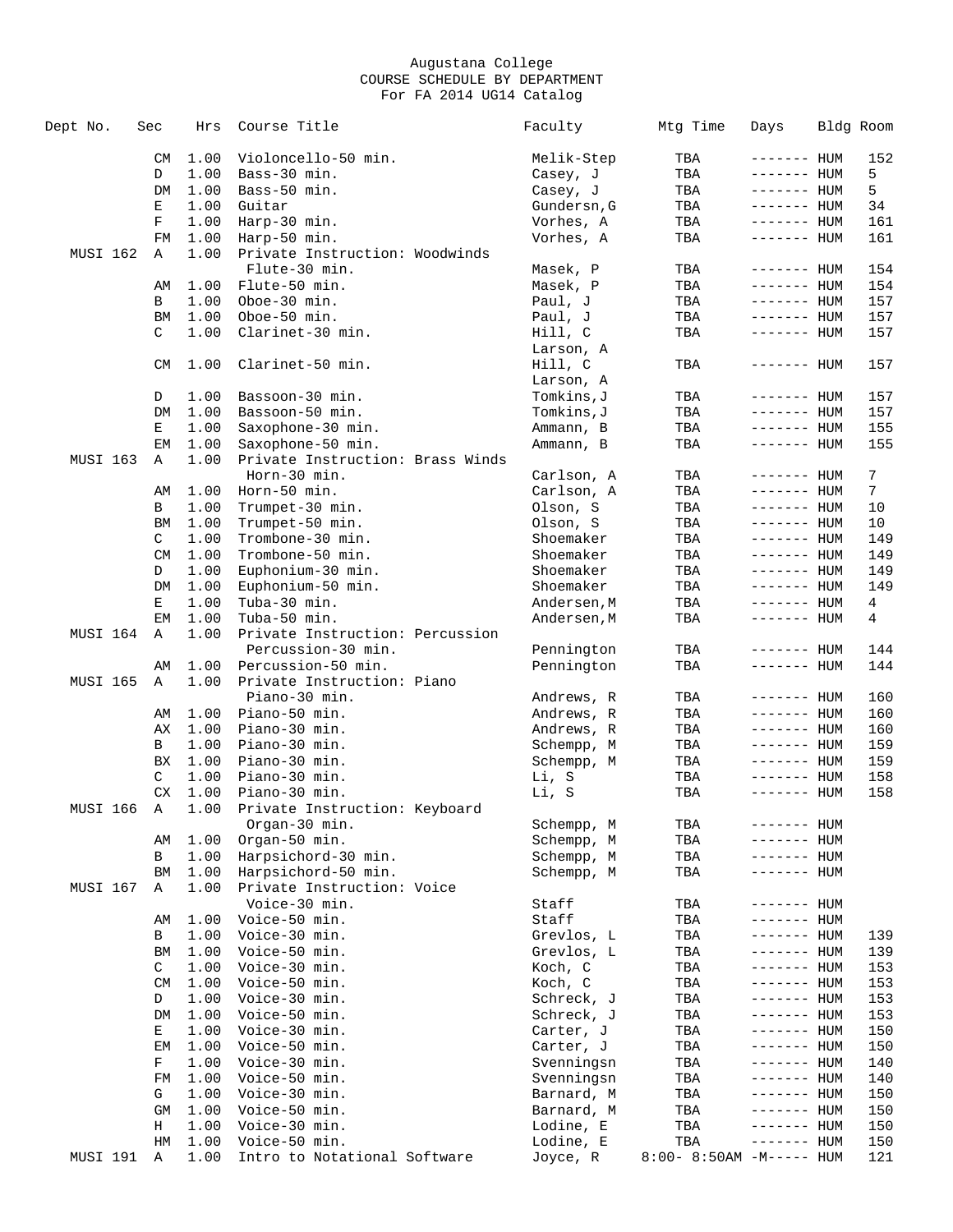Augustana College
COURSE SCHEDULE BY DEPARTMENT
For FA 2014 UG14 Catalog

| Dept No. | Sec | Hrs | Course Title | Faculty | Mtg Time | Days | Bldg | Room |
|---|---|---|---|---|---|---|---|---|
| | CM | 1.00 | Violoncello-50 min. | Melik-Step | TBA | ------- | HUM | 152 |
| | D | 1.00 | Bass-30 min. | Casey, J | TBA | ------- | HUM | 5 |
| | DM | 1.00 | Bass-50 min. | Casey, J | TBA | ------- | HUM | 5 |
| | E | 1.00 | Guitar | Gundersn,G | TBA | ------- | HUM | 34 |
| | F | 1.00 | Harp-30 min. | Vorhes, A | TBA | ------- | HUM | 161 |
| | FM | 1.00 | Harp-50 min. | Vorhes, A | TBA | ------- | HUM | 161 |
| MUSI 162 | A | 1.00 | Private Instruction: Woodwinds Flute-30 min. | Masek, P | TBA | ------- | HUM | 154 |
| | AM | 1.00 | Flute-50 min. | Masek, P | TBA | ------- | HUM | 154 |
| | B | 1.00 | Oboe-30 min. | Paul, J | TBA | ------- | HUM | 157 |
| | BM | 1.00 | Oboe-50 min. | Paul, J | TBA | ------- | HUM | 157 |
| | C | 1.00 | Clarinet-30 min. | Hill, C; Larson, A | TBA | ------- | HUM | 157 |
| | CM | 1.00 | Clarinet-50 min. | Hill, C; Larson, A | TBA | ------- | HUM | 157 |
| | D | 1.00 | Bassoon-30 min. | Tomkins,J | TBA | ------- | HUM | 157 |
| | DM | 1.00 | Bassoon-50 min. | Tomkins,J | TBA | ------- | HUM | 157 |
| | E | 1.00 | Saxophone-30 min. | Ammann, B | TBA | ------- | HUM | 155 |
| | EM | 1.00 | Saxophone-50 min. | Ammann, B | TBA | ------- | HUM | 155 |
| MUSI 163 | A | 1.00 | Private Instruction: Brass Winds Horn-30 min. | Carlson, A | TBA | ------- | HUM | 7 |
| | AM | 1.00 | Horn-50 min. | Carlson, A | TBA | ------- | HUM | 7 |
| | B | 1.00 | Trumpet-30 min. | Olson, S | TBA | ------- | HUM | 10 |
| | BM | 1.00 | Trumpet-50 min. | Olson, S | TBA | ------- | HUM | 10 |
| | C | 1.00 | Trombone-30 min. | Shoemaker | TBA | ------- | HUM | 149 |
| | CM | 1.00 | Trombone-50 min. | Shoemaker | TBA | ------- | HUM | 149 |
| | D | 1.00 | Euphonium-30 min. | Shoemaker | TBA | ------- | HUM | 149 |
| | DM | 1.00 | Euphonium-50 min. | Shoemaker | TBA | ------- | HUM | 149 |
| | E | 1.00 | Tuba-30 min. | Andersen,M | TBA | ------- | HUM | 4 |
| | EM | 1.00 | Tuba-50 min. | Andersen,M | TBA | ------- | HUM | 4 |
| MUSI 164 | A | 1.00 | Private Instruction: Percussion Percussion-30 min. | Pennington | TBA | ------- | HUM | 144 |
| | AM | 1.00 | Percussion-50 min. | Pennington | TBA | ------- | HUM | 144 |
| MUSI 165 | A | 1.00 | Private Instruction: Piano Piano-30 min. | Andrews, R | TBA | ------- | HUM | 160 |
| | AM | 1.00 | Piano-50 min. | Andrews, R | TBA | ------- | HUM | 160 |
| | AX | 1.00 | Piano-30 min. | Andrews, R | TBA | ------- | HUM | 160 |
| | B | 1.00 | Piano-30 min. | Schempp, M | TBA | ------- | HUM | 159 |
| | BX | 1.00 | Piano-30 min. | Schempp, M | TBA | ------- | HUM | 159 |
| | C | 1.00 | Piano-30 min. | Li, S | TBA | ------- | HUM | 158 |
| | CX | 1.00 | Piano-30 min. | Li, S | TBA | ------- | HUM | 158 |
| MUSI 166 | A | 1.00 | Private Instruction: Keyboard Organ-30 min. | Schempp, M | TBA | ------- | HUM | |
| | AM | 1.00 | Organ-50 min. | Schempp, M | TBA | ------- | HUM | |
| | B | 1.00 | Harpsichord-30 min. | Schempp, M | TBA | ------- | HUM | |
| | BM | 1.00 | Harpsichord-50 min. | Schempp, M | TBA | ------- | HUM | |
| MUSI 167 | A | 1.00 | Private Instruction: Voice Voice-30 min. | Staff | TBA | ------- | HUM | |
| | AM | 1.00 | Voice-50 min. | Staff | TBA | ------- | HUM | |
| | B | 1.00 | Voice-30 min. | Grevlos, L | TBA | ------- | HUM | 139 |
| | BM | 1.00 | Voice-50 min. | Grevlos, L | TBA | ------- | HUM | 139 |
| | C | 1.00 | Voice-30 min. | Koch, C | TBA | ------- | HUM | 153 |
| | CM | 1.00 | Voice-50 min. | Koch, C | TBA | ------- | HUM | 153 |
| | D | 1.00 | Voice-30 min. | Schreck, J | TBA | ------- | HUM | 153 |
| | DM | 1.00 | Voice-50 min. | Schreck, J | TBA | ------- | HUM | 153 |
| | E | 1.00 | Voice-30 min. | Carter, J | TBA | ------- | HUM | 150 |
| | EM | 1.00 | Voice-50 min. | Carter, J | TBA | ------- | HUM | 150 |
| | F | 1.00 | Voice-30 min. | Svenningsn | TBA | ------- | HUM | 140 |
| | FM | 1.00 | Voice-50 min. | Svenningsn | TBA | ------- | HUM | 140 |
| | G | 1.00 | Voice-30 min. | Barnard, M | TBA | ------- | HUM | 150 |
| | GM | 1.00 | Voice-50 min. | Barnard, M | TBA | ------- | HUM | 150 |
| | H | 1.00 | Voice-30 min. | Lodine, E | TBA | ------- | HUM | 150 |
| | HM | 1.00 | Voice-50 min. | Lodine, E | TBA | ------- | HUM | 150 |
| MUSI 191 | A | 1.00 | Intro to Notational Software | Joyce, R | 8:00- 8:50AM | -M----- | HUM | 121 |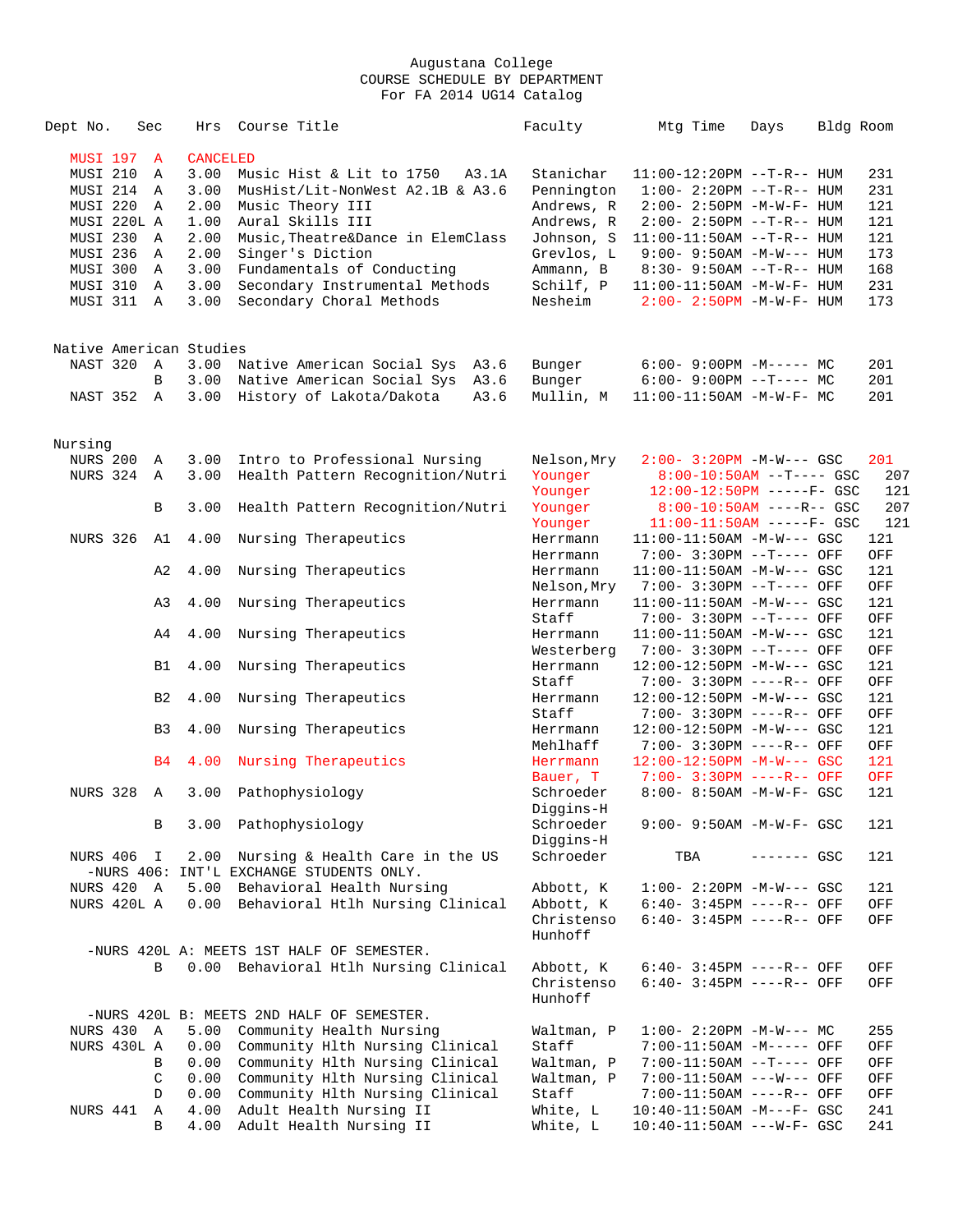Augustana College
COURSE SCHEDULE BY DEPARTMENT
For FA 2014 UG14 Catalog

| Dept No. | Sec | Hrs | Course Title | Faculty | Mtg Time | Days | Bldg | Room |
|---|---|---|---|---|---|---|---|---|
| MUSI 197 | A | CANCELED | | | | | | |
| MUSI 210 | A | 3.00 | Music Hist & Lit to 1750 A3.1A | Stanichar | 11:00-12:20PM | --T-R-- | HUM | 231 |
| MUSI 214 | A | 3.00 | MusHist/Lit-NonWest A2.1B & A3.6 | Pennington | 1:00- 2:20PM | --T-R-- | HUM | 231 |
| MUSI 220 | A | 2.00 | Music Theory III | Andrews, R | 2:00- 2:50PM | -M-W-F- | HUM | 121 |
| MUSI 220L | A | 1.00 | Aural Skills III | Andrews, R | 2:00- 2:50PM | --T-R-- | HUM | 121 |
| MUSI 230 | A | 2.00 | Music,Theatre&Dance in ElemClass | Johnson, S | 11:00-11:50AM | --T-R-- | HUM | 121 |
| MUSI 236 | A | 2.00 | Singer's Diction | Grevlos, L | 9:00- 9:50AM | -M-W--- | HUM | 173 |
| MUSI 300 | A | 3.00 | Fundamentals of Conducting | Ammann, B | 8:30- 9:50AM | --T-R-- | HUM | 168 |
| MUSI 310 | A | 3.00 | Secondary Instrumental Methods | Schilf, P | 11:00-11:50AM | -M-W-F- | HUM | 231 |
| MUSI 311 | A | 3.00 | Secondary Choral Methods | Nesheim | 2:00- 2:50PM | -M-W-F- | HUM | 173 |

## Native American Studies

| Dept No. | Sec | Hrs | Course Title | Faculty | Mtg Time | Days | Bldg | Room |
|---|---|---|---|---|---|---|---|---|
| NAST 320 | A | 3.00 | Native American Social Sys A3.6 | Bunger | 6:00- 9:00PM | -M----- | MC | 201 |
| | B | 3.00 | Native American Social Sys A3.6 | Bunger | 6:00- 9:00PM | --T---- | MC | 201 |
| NAST 352 | A | 3.00 | History of Lakota/Dakota A3.6 | Mullin, M | 11:00-11:50AM | -M-W-F- | MC | 201 |

## Nursing

| Dept No. | Sec | Hrs | Course Title | Faculty | Mtg Time | Days | Bldg | Room |
|---|---|---|---|---|---|---|---|---|
| NURS 200 | A | 3.00 | Intro to Professional Nursing | Nelson,Mry | 2:00- 3:20PM | -M-W--- | GSC | 201 |
| NURS 324 | A | 3.00 | Health Pattern Recognition/Nutri | Younger | 8:00-10:50AM | --T---- | GSC | 207 |
| | | | | Younger | 12:00-12:50PM | -----F- | GSC | 121 |
| | B | 3.00 | Health Pattern Recognition/Nutri | Younger | 8:00-10:50AM | ----R-- | GSC | 207 |
| | | | | Younger | 11:00-11:50AM | -----F- | GSC | 121 |
| NURS 326 | A1 | 4.00 | Nursing Therapeutics | Herrmann | 11:00-11:50AM | -M-W--- | GSC | 121 |
| | | | | Herrmann | 7:00- 3:30PM | --T---- | OFF | OFF |
| | A2 | 4.00 | Nursing Therapeutics | Herrmann | 11:00-11:50AM | -M-W--- | GSC | 121 |
| | | | | Nelson,Mry | 7:00- 3:30PM | --T---- | OFF | OFF |
| | A3 | 4.00 | Nursing Therapeutics | Herrmann | 11:00-11:50AM | -M-W--- | GSC | 121 |
| | | | | Staff | 7:00- 3:30PM | --T---- | OFF | OFF |
| | A4 | 4.00 | Nursing Therapeutics | Herrmann | 11:00-11:50AM | -M-W--- | GSC | 121 |
| | | | | Westerberg | 7:00- 3:30PM | --T---- | OFF | OFF |
| | B1 | 4.00 | Nursing Therapeutics | Herrmann | 12:00-12:50PM | -M-W--- | GSC | 121 |
| | | | | Staff | 7:00- 3:30PM | ----R-- | OFF | OFF |
| | B2 | 4.00 | Nursing Therapeutics | Herrmann | 12:00-12:50PM | -M-W--- | GSC | 121 |
| | | | | Staff | 7:00- 3:30PM | ----R-- | OFF | OFF |
| | B3 | 4.00 | Nursing Therapeutics | Herrmann | 12:00-12:50PM | -M-W--- | GSC | 121 |
| | | | | Mehlhaff | 7:00- 3:30PM | ----R-- | OFF | OFF |
| | B4 | 4.00 | Nursing Therapeutics | Herrmann | 12:00-12:50PM | -M-W--- | GSC | 121 |
| | | | | Bauer, T | 7:00- 3:30PM | ----R-- | OFF | OFF |
| NURS 328 | A | 3.00 | Pathophysiology | Schroeder | 8:00- 8:50AM | -M-W-F- | GSC | 121 |
| | | | | Diggins-H | | | | |
| | B | 3.00 | Pathophysiology | Schroeder | 9:00- 9:50AM | -M-W-F- | GSC | 121 |
| | | | | Diggins-H | | | | |
| NURS 406 | I | 2.00 | Nursing & Health Care in the US | Schroeder | TBA | ------- | GSC | 121 |
| -NURS 406: INT'L EXCHANGE STUDENTS ONLY. | | | | | | | | |
| NURS 420 | A | 5.00 | Behavioral Health Nursing | Abbott, K | 1:00- 2:20PM | -M-W--- | GSC | 121 |
| NURS 420L | A | 0.00 | Behavioral Htlh Nursing Clinical | Abbott, K | 6:40- 3:45PM | ----R-- | OFF | OFF |
| | | | | Christenso | 6:40- 3:45PM | ----R-- | OFF | OFF |
| | | | | Hunhoff | | | | |
| -NURS 420L A: MEETS 1ST HALF OF SEMESTER. | | | | | | | | |
| | B | 0.00 | Behavioral Htlh Nursing Clinical | Abbott, K | 6:40- 3:45PM | ----R-- | OFF | OFF |
| | | | | Christenso | 6:40- 3:45PM | ----R-- | OFF | OFF |
| | | | | Hunhoff | | | | |
| -NURS 420L B: MEETS 2ND HALF OF SEMESTER. | | | | | | | | |
| NURS 430 | A | 5.00 | Community Health Nursing | Waltman, P | 1:00- 2:20PM | -M-W--- | MC | 255 |
| NURS 430L | A | 0.00 | Community Hlth Nursing Clinical | Staff | 7:00-11:50AM | -M----- | OFF | OFF |
| | B | 0.00 | Community Hlth Nursing Clinical | Waltman, P | 7:00-11:50AM | --T---- | OFF | OFF |
| | C | 0.00 | Community Hlth Nursing Clinical | Waltman, P | 7:00-11:50AM | ---W--- | OFF | OFF |
| | D | 0.00 | Community Hlth Nursing Clinical | Staff | 7:00-11:50AM | ----R-- | OFF | OFF |
| NURS 441 | A | 4.00 | Adult Health Nursing II | White, L | 10:40-11:50AM | -M---F- | GSC | 241 |
| | B | 4.00 | Adult Health Nursing II | White, L | 10:40-11:50AM | ---W-F- | GSC | 241 |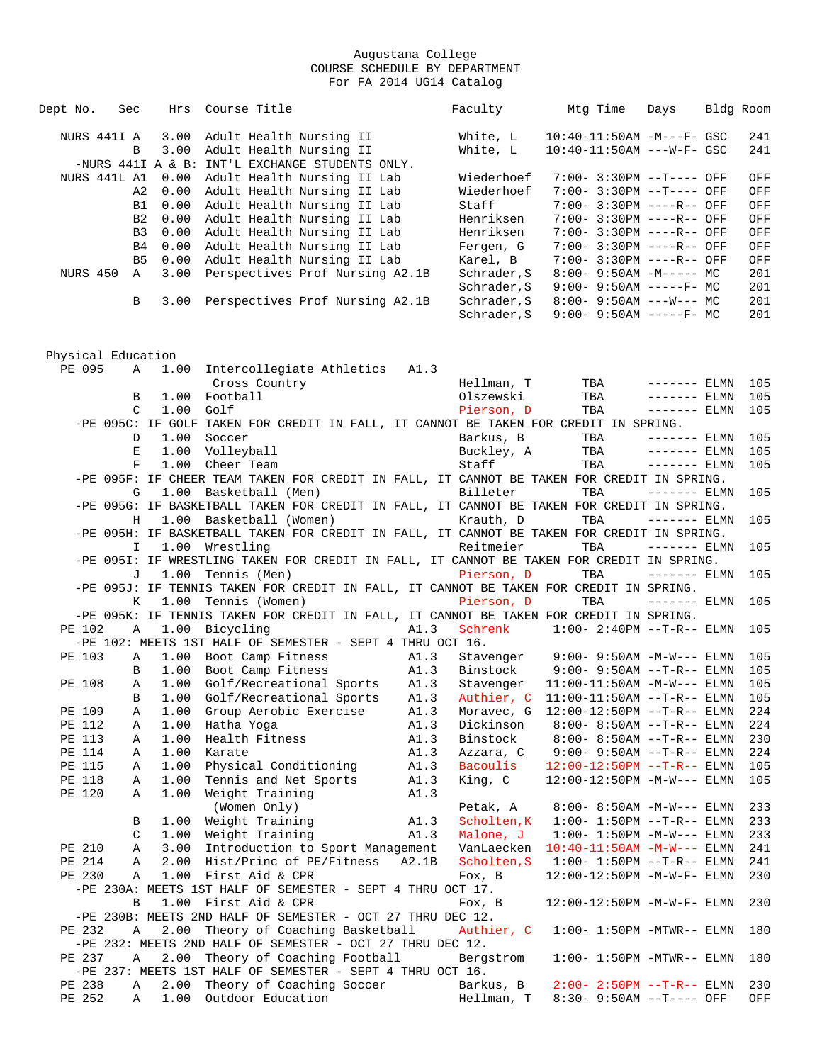Augustana College
COURSE SCHEDULE BY DEPARTMENT
For FA 2014 UG14 Catalog

| Dept | No. | Sec | Hrs | Course Title | | Faculty | Mtg Time | Days | Bldg | Room |
|---|---|---|---|---|---|---|---|---|---|---|
| NURS | 441I | A | 3.00 | Adult Health Nursing II | | White, L | 10:40-11:50AM | -M---F- | GSC | 241 |
| | | B | 3.00 | Adult Health Nursing II | | White, L | 10:40-11:50AM | ---W-F- | GSC | 241 |
| -NURS 441I A & B: INT'L EXCHANGE STUDENTS ONLY. | | | | | | | | | | |
| NURS | 441L | A1 | 0.00 | Adult Health Nursing II Lab | | Wiederhoef | 7:00- 3:30PM | --T---- | OFF | OFF |
| | | A2 | 0.00 | Adult Health Nursing II Lab | | Wiederhoef | 7:00- 3:30PM | --T---- | OFF | OFF |
| | | B1 | 0.00 | Adult Health Nursing II Lab | | Staff | 7:00- 3:30PM | ----R-- | OFF | OFF |
| | | B2 | 0.00 | Adult Health Nursing II Lab | | Henriksen | 7:00- 3:30PM | ----R-- | OFF | OFF |
| | | B3 | 0.00 | Adult Health Nursing II Lab | | Henriksen | 7:00- 3:30PM | ----R-- | OFF | OFF |
| | | B4 | 0.00 | Adult Health Nursing II Lab | | Fergen, G | 7:00- 3:30PM | ----R-- | OFF | OFF |
| | | B5 | 0.00 | Adult Health Nursing II Lab | | Karel, B | 7:00- 3:30PM | ----R-- | OFF | OFF |
| NURS | 450 | A | 3.00 | Perspectives Prof Nursing | A2.1B | Schrader,S | 8:00- 9:50AM | -M----- | MC | 201 |
| | | | | | | Schrader,S | 9:00- 9:50AM | -----F- | MC | 201 |
| | | B | 3.00 | Perspectives Prof Nursing | A2.1B | Schrader,S | 8:00- 9:50AM | ---W--- | MC | 201 |
| | | | | | | Schrader,S | 9:00- 9:50AM | -----F- | MC | 201 |

## Physical Education

| Dept | No. | Sec | Hrs | Course Title | | Faculty | Mtg Time | Days | Bldg | Room |
|---|---|---|---|---|---|---|---|---|---|---|
| PE | 095 | A | 1.00 | Intercollegiate Athletics | A1.3 | | | | | |
| | | | | Cross Country | | Hellman, T | TBA | ------- | ELMN | 105 |
| | | B | 1.00 | Football | | Olszewski | TBA | ------- | ELMN | 105 |
| | | C | 1.00 | Golf | | Pierson, D | TBA | ------- | ELMN | 105 |
| -PE 095C: IF GOLF TAKEN FOR CREDIT IN FALL, IT CANNOT BE TAKEN FOR CREDIT IN SPRING. | | | | | | | | | | |
| | | D | 1.00 | Soccer | | Barkus, B | TBA | ------- | ELMN | 105 |
| | | E | 1.00 | Volleyball | | Buckley, A | TBA | ------- | ELMN | 105 |
| | | F | 1.00 | Cheer Team | | Staff | TBA | ------- | ELMN | 105 |
| -PE 095F: IF CHEER TEAM TAKEN FOR CREDIT IN FALL, IT CANNOT BE TAKEN FOR CREDIT IN SPRING. | | | | | | | | | | |
| | | G | 1.00 | Basketball (Men) | | Billeter | TBA | ------- | ELMN | 105 |
| -PE 095G: IF BASKETBALL TAKEN FOR CREDIT IN FALL, IT CANNOT BE TAKEN FOR CREDIT IN SPRING. | | | | | | | | | | |
| | | H | 1.00 | Basketball (Women) | | Krauth, D | TBA | ------- | ELMN | 105 |
| -PE 095H: IF BASKETBALL TAKEN FOR CREDIT IN FALL, IT CANNOT BE TAKEN FOR CREDIT IN SPRING. | | | | | | | | | | |
| | | I | 1.00 | Wrestling | | Reitmeier | TBA | ------- | ELMN | 105 |
| -PE 095I: IF WRESTLING TAKEN FOR CREDIT IN FALL, IT CANNOT BE TAKEN FOR CREDIT IN SPRING. | | | | | | | | | | |
| | | J | 1.00 | Tennis (Men) | | Pierson, D | TBA | ------- | ELMN | 105 |
| -PE 095J: IF TENNIS TAKEN FOR CREDIT IN FALL, IT CANNOT BE TAKEN FOR CREDIT IN SPRING. | | | | | | | | | | |
| | | K | 1.00 | Tennis (Women) | | Pierson, D | TBA | ------- | ELMN | 105 |
| -PE 095K: IF TENNIS TAKEN FOR CREDIT IN FALL, IT CANNOT BE TAKEN FOR CREDIT IN SPRING. | | | | | | | | | | |
| PE | 102 | A | 1.00 | Bicycling | A1.3 | Schrenk | 1:00- 2:40PM | --T-R-- | ELMN | 105 |
| -PE 102: MEETS 1ST HALF OF SEMESTER - SEPT 4 THRU OCT 16. | | | | | | | | | | |
| PE | 103 | A | 1.00 | Boot Camp Fitness | A1.3 | Stavenger | 9:00- 9:50AM | -M-W--- | ELMN | 105 |
| | | B | 1.00 | Boot Camp Fitness | A1.3 | Binstock | 9:00- 9:50AM | --T-R-- | ELMN | 105 |
| PE | 108 | A | 1.00 | Golf/Recreational Sports | A1.3 | Stavenger | 11:00-11:50AM | -M-W--- | ELMN | 105 |
| | | B | 1.00 | Golf/Recreational Sports | A1.3 | Authier, C | 11:00-11:50AM | --T-R-- | ELMN | 105 |
| PE | 109 | A | 1.00 | Group Aerobic Exercise | A1.3 | Moravec, G | 12:00-12:50PM | --T-R-- | ELMN | 224 |
| PE | 112 | A | 1.00 | Hatha Yoga | A1.3 | Dickinson | 8:00- 8:50AM | --T-R-- | ELMN | 224 |
| PE | 113 | A | 1.00 | Health Fitness | A1.3 | Binstock | 8:00- 8:50AM | --T-R-- | ELMN | 230 |
| PE | 114 | A | 1.00 | Karate | A1.3 | Azzara, C | 9:00- 9:50AM | --T-R-- | ELMN | 224 |
| PE | 115 | A | 1.00 | Physical Conditioning | A1.3 | Bacoulis | 12:00-12:50PM | --T-R-- | ELMN | 105 |
| PE | 118 | A | 1.00 | Tennis and Net Sports | A1.3 | King, C | 12:00-12:50PM | -M-W--- | ELMN | 105 |
| PE | 120 | A | 1.00 | Weight Training | A1.3 | | | | | |
| | | | | (Women Only) | | Petak, A | 8:00- 8:50AM | -M-W--- | ELMN | 233 |
| | | B | 1.00 | Weight Training | A1.3 | Scholten,K | 1:00- 1:50PM | --T-R-- | ELMN | 233 |
| | | C | 1.00 | Weight Training | A1.3 | Malone, J | 1:00- 1:50PM | -M-W--- | ELMN | 233 |
| PE | 210 | A | 3.00 | Introduction to Sport Management | | VanLaecken | 10:40-11:50AM | -M-W--- | ELMN | 241 |
| PE | 214 | A | 2.00 | Hist/Princ of PE/Fitness | A2.1B | Scholten,S | 1:00- 1:50PM | --T-R-- | ELMN | 241 |
| PE | 230 | A | 1.00 | First Aid & CPR | | Fox, B | 12:00-12:50PM | -M-W-F- | ELMN | 230 |
| -PE 230A: MEETS 1ST HALF OF SEMESTER - SEPT 4 THRU OCT 17. | | | | | | | | | | |
| | | B | 1.00 | First Aid & CPR | | Fox, B | 12:00-12:50PM | -M-W-F- | ELMN | 230 |
| -PE 230B: MEETS 2ND HALF OF SEMESTER - OCT 27 THRU DEC 12. | | | | | | | | | | |
| PE | 232 | A | 2.00 | Theory of Coaching Basketball | | Authier, C | 1:00- 1:50PM | -MTWR-- | ELMN | 180 |
| -PE 232: MEETS 2ND HALF OF SEMESTER - OCT 27 THRU DEC 12. | | | | | | | | | | |
| PE | 237 | A | 2.00 | Theory of Coaching Football | | Bergstrom | 1:00- 1:50PM | -MTWR-- | ELMN | 180 |
| -PE 237: MEETS 1ST HALF OF SEMESTER - SEPT 4 THRU OCT 16. | | | | | | | | | | |
| PE | 238 | A | 2.00 | Theory of Coaching Soccer | | Barkus, B | 2:00- 2:50PM | --T-R-- | ELMN | 230 |
| PE | 252 | A | 1.00 | Outdoor Education | | Hellman, T | 8:30- 9:50AM | --T---- | OFF | OFF |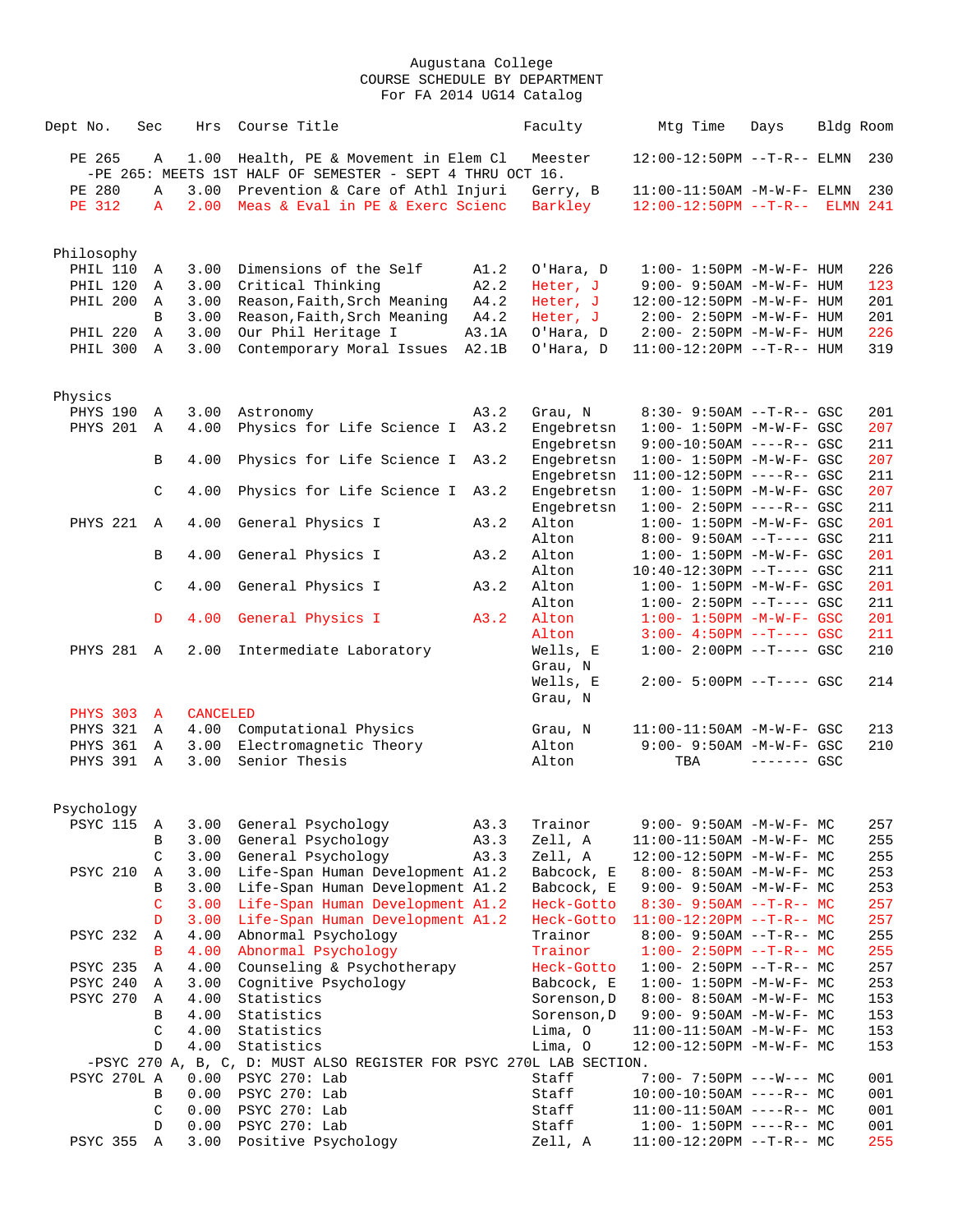Augustana College
COURSE SCHEDULE BY DEPARTMENT
For FA 2014 UG14 Catalog

| Dept No. | Sec | Hrs | Course Title | | Faculty | Mtg Time | Days | Bldg | Room |
|---|---|---|---|---|---|---|---|---|---|
| PE 265 | A | 1.00 | Health, PE & Movement in Elem Cl | | Meester | 12:00-12:50PM | --T-R-- | ELMN | 230 |
| -PE 265: MEETS 1ST HALF OF SEMESTER - SEPT 4 THRU OCT 16. | | | | | | | | | |
| PE 280 | A | 3.00 | Prevention & Care of Athl Injuri | | Gerry, B | 11:00-11:50AM | -M-W-F- | ELMN | 230 |
| PE 312 | A | 2.00 | Meas & Eval in PE & Exerc Scienc | | Barkley | 12:00-12:50PM | --T-R-- | ELMN | 241 |
| **Philosophy** | | | | | | | | | |
| PHIL 110 | A | 3.00 | Dimensions of the Self | A1.2 | O'Hara, D | 1:00- 1:50PM | -M-W-F- | HUM | 226 |
| PHIL 120 | A | 3.00 | Critical Thinking | A2.2 | Heter, J | 9:00- 9:50AM | -M-W-F- | HUM | 123 |
| PHIL 200 | A | 3.00 | Reason,Faith,Srch Meaning | A4.2 | Heter, J | 12:00-12:50PM | -M-W-F- | HUM | 201 |
| | B | 3.00 | Reason,Faith,Srch Meaning | A4.2 | Heter, J | 2:00- 2:50PM | -M-W-F- | HUM | 201 |
| PHIL 220 | A | 3.00 | Our Phil Heritage I | A3.1A | O'Hara, D | 2:00- 2:50PM | -M-W-F- | HUM | 226 |
| PHIL 300 | A | 3.00 | Contemporary Moral Issues | A2.1B | O'Hara, D | 11:00-12:20PM | --T-R-- | HUM | 319 |
| **Physics** | | | | | | | | | |
| PHYS 190 | A | 3.00 | Astronomy | A3.2 | Grau, N | 8:30- 9:50AM | --T-R-- | GSC | 201 |
| PHYS 201 | A | 4.00 | Physics for Life Science I | A3.2 | Engebretsn | 1:00- 1:50PM | -M-W-F- | GSC | 207 |
| | | | | | Engebretsn | 9:00-10:50AM | ----R-- | GSC | 211 |
| | B | 4.00 | Physics for Life Science I | A3.2 | Engebretsn | 1:00- 1:50PM | -M-W-F- | GSC | 207 |
| | | | | | Engebretsn | 11:00-12:50PM | ----R-- | GSC | 211 |
| | C | 4.00 | Physics for Life Science I | A3.2 | Engebretsn | 1:00- 1:50PM | -M-W-F- | GSC | 207 |
| | | | | | Engebretsn | 1:00- 2:50PM | ----R-- | GSC | 211 |
| PHYS 221 | A | 4.00 | General Physics I | A3.2 | Alton | 1:00- 1:50PM | -M-W-F- | GSC | 201 |
| | | | | | Alton | 8:00- 9:50AM | --T---- | GSC | 211 |
| | B | 4.00 | General Physics I | A3.2 | Alton | 1:00- 1:50PM | -M-W-F- | GSC | 201 |
| | | | | | Alton | 10:40-12:30PM | --T---- | GSC | 211 |
| | C | 4.00 | General Physics I | A3.2 | Alton | 1:00- 1:50PM | -M-W-F- | GSC | 201 |
| | | | | | Alton | 1:00- 2:50PM | --T---- | GSC | 211 |
| | D | 4.00 | General Physics I | A3.2 | Alton | 1:00- 1:50PM | -M-W-F- | GSC | 201 |
| | | | | | Alton | 3:00- 4:50PM | --T---- | GSC | 211 |
| PHYS 281 | A | 2.00 | Intermediate Laboratory | | Wells, E | 1:00- 2:00PM | --T---- | GSC | 210 |
| | | | | | Grau, N | | | | |
| | | | | | Wells, E | 2:00- 5:00PM | --T---- | GSC | 214 |
| | | | | | Grau, N | | | | |
| PHYS 303 | A | CANCELED | | | | | | | |
| PHYS 321 | A | 4.00 | Computational Physics | | Grau, N | 11:00-11:50AM | -M-W-F- | GSC | 213 |
| PHYS 361 | A | 3.00 | Electromagnetic Theory | | Alton | 9:00- 9:50AM | -M-W-F- | GSC | 210 |
| PHYS 391 | A | 3.00 | Senior Thesis | | Alton | TBA | ------- | GSC | |
| **Psychology** | | | | | | | | | |
| PSYC 115 | A | 3.00 | General Psychology | A3.3 | Trainor | 9:00- 9:50AM | -M-W-F- | MC | 257 |
| | B | 3.00 | General Psychology | A3.3 | Zell, A | 11:00-11:50AM | -M-W-F- | MC | 255 |
| | C | 3.00 | General Psychology | A3.3 | Zell, A | 12:00-12:50PM | -M-W-F- | MC | 255 |
| PSYC 210 | A | 3.00 | Life-Span Human Development | A1.2 | Babcock, E | 8:00- 8:50AM | -M-W-F- | MC | 253 |
| | B | 3.00 | Life-Span Human Development | A1.2 | Babcock, E | 9:00- 9:50AM | -M-W-F- | MC | 253 |
| | C | 3.00 | Life-Span Human Development | A1.2 | Heck-Gotto | 8:30- 9:50AM | --T-R-- | MC | 257 |
| | D | 3.00 | Life-Span Human Development | A1.2 | Heck-Gotto | 11:00-12:20PM | --T-R-- | MC | 257 |
| PSYC 232 | A | 4.00 | Abnormal Psychology | | Trainor | 8:00- 9:50AM | --T-R-- | MC | 255 |
| | B | 4.00 | Abnormal Psychology | | Trainor | 1:00- 2:50PM | --T-R-- | MC | 255 |
| PSYC 235 | A | 4.00 | Counseling & Psychotherapy | | Heck-Gotto | 1:00- 2:50PM | --T-R-- | MC | 257 |
| PSYC 240 | A | 3.00 | Cognitive Psychology | | Babcock, E | 1:00- 1:50PM | -M-W-F- | MC | 253 |
| PSYC 270 | A | 4.00 | Statistics | | Sorenson,D | 8:00- 8:50AM | -M-W-F- | MC | 153 |
| | B | 4.00 | Statistics | | Sorenson,D | 9:00- 9:50AM | -M-W-F- | MC | 153 |
| | C | 4.00 | Statistics | | Lima, O | 11:00-11:50AM | -M-W-F- | MC | 153 |
| | D | 4.00 | Statistics | | Lima, O | 12:00-12:50PM | -M-W-F- | MC | 153 |
| -PSYC 270 A, B, C, D: MUST ALSO REGISTER FOR PSYC 270L LAB SECTION. | | | | | | | | | |
| PSYC 270L | A | 0.00 | PSYC 270: Lab | | Staff | 7:00- 7:50PM | ---W--- | MC | 001 |
| | B | 0.00 | PSYC 270: Lab | | Staff | 10:00-10:50AM | ----R-- | MC | 001 |
| | C | 0.00 | PSYC 270: Lab | | Staff | 11:00-11:50AM | ----R-- | MC | 001 |
| | D | 0.00 | PSYC 270: Lab | | Staff | 1:00- 1:50PM | ----R-- | MC | 001 |
| PSYC 355 | A | 3.00 | Positive Psychology | | Zell, A | 11:00-12:20PM | --T-R-- | MC | 255 |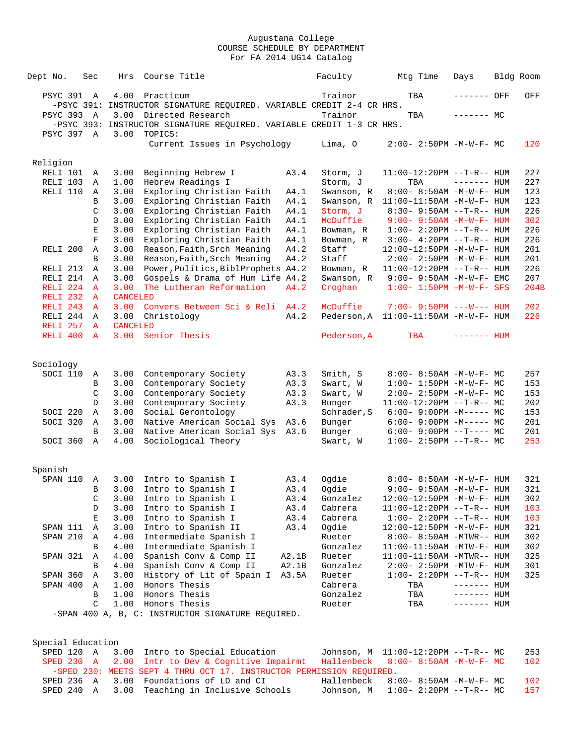Augustana College
COURSE SCHEDULE BY DEPARTMENT
For FA 2014 UG14 Catalog

| Dept No. | Sec | Hrs | Course Title | | Faculty | Mtg Time | Days | Bldg | Room |
|---|---|---|---|---|---|---|---|---|---|
| PSYC 391 | A | 4.00 | Practicum | | Trainor | TBA | ------- | OFF | OFF |
| -PSYC 391: INSTRUCTOR SIGNATURE REQUIRED. VARIABLE CREDIT 2-4 CR HRS. | | | | | | | | | |
| PSYC 393 | A | 3.00 | Directed Research | | Trainor | TBA | ------- | MC | |
| -PSYC 393: INSTRUCTOR SIGNATURE REQUIRED. VARIABLE CREDIT 1-3 CR HRS. | | | | | | | | | |
| PSYC 397 | A | 3.00 | TOPICS: Current Issues in Psychology | | Lima, O | 2:00- 2:50PM | -M-W-F- | MC | 120 |
| **Religion** | | | | | | | | | |
| RELI 101 | A | 3.00 | Beginning Hebrew I | A3.4 | Storm, J | 11:00-12:20PM | --T-R-- | HUM | 227 |
| RELI 103 | A | 1.00 | Hebrew Readings I | | Storm, J | TBA | ------- | HUM | 227 |
| RELI 110 | A | 3.00 | Exploring Christian Faith | A4.1 | Swanson, R | 8:00- 8:50AM | -M-W-F- | HUM | 123 |
| | B | 3.00 | Exploring Christian Faith | A4.1 | Swanson, R | 11:00-11:50AM | -M-W-F- | HUM | 123 |
| | C | 3.00 | Exploring Christian Faith | A4.1 | Storm, J | 8:30- 9:50AM | --T-R-- | HUM | 226 |
| | D | 3.00 | Exploring Christian Faith | A4.1 | McDuffie | 9:00- 9:50AM | -M-W-F- | HUM | 302 |
| | E | 3.00 | Exploring Christian Faith | A4.1 | Bowman, R | 1:00- 2:20PM | --T-R-- | HUM | 226 |
| | F | 3.00 | Exploring Christian Faith | A4.1 | Bowman, R | 3:00- 4:20PM | --T-R-- | HUM | 226 |
| RELI 200 | A | 3.00 | Reason,Faith,Srch Meaning | A4.2 | Staff | 12:00-12:50PM | -M-W-F- | HUM | 201 |
| | B | 3.00 | Reason,Faith,Srch Meaning | A4.2 | Staff | 2:00- 2:50PM | -M-W-F- | HUM | 201 |
| RELI 213 | A | 3.00 | Power,Politics,BiblProphets | A4.2 | Bowman, R | 11:00-12:20PM | --T-R-- | HUM | 226 |
| RELI 214 | A | 3.00 | Gospels & Drama of Hum Life | A4.2 | Swanson, R | 9:00- 9:50AM | -M-W-F- | EMC | 207 |
| RELI 224 | A | 3.00 | The Lutheran Reformation | A4.2 | Croghan | 1:00- 1:50PM | -M-W-F- | SFS | 204B |
| RELI 232 | A | CANCELED | | | | | | | |
| RELI 243 | A | 3.00 | Convers Between Sci & Reli | A4.2 | McDuffie | 7:00- 9:50PM | ---W--- | HUM | 202 |
| RELI 244 | A | 3.00 | Christology | A4.2 | Pederson,A | 11:00-11:50AM | -M-W-F- | HUM | 226 |
| RELI 257 | A | CANCELED | | | | | | | |
| RELI 400 | A | 3.00 | Senior Thesis | | Pederson,A | TBA | ------- | HUM | |
| **Sociology** | | | | | | | | | |
| SOCI 110 | A | 3.00 | Contemporary Society | A3.3 | Smith, S | 8:00- 8:50AM | -M-W-F- | MC | 257 |
| | B | 3.00 | Contemporary Society | A3.3 | Swart, W | 1:00- 1:50PM | -M-W-F- | MC | 153 |
| | C | 3.00 | Contemporary Society | A3.3 | Swart, W | 2:00- 2:50PM | -M-W-F- | MC | 153 |
| | D | 3.00 | Contemporary Society | A3.3 | Bunger | 11:00-12:20PM | --T-R-- | MC | 202 |
| SOCI 220 | A | 3.00 | Social Gerontology | | Schrader,S | 6:00- 9:00PM | -M----- | MC | 153 |
| SOCI 320 | A | 3.00 | Native American Social Sys | A3.6 | Bunger | 6:00- 9:00PM | -M----- | MC | 201 |
| | B | 3.00 | Native American Social Sys | A3.6 | Bunger | 6:00- 9:00PM | --T---- | MC | 201 |
| SOCI 360 | A | 4.00 | Sociological Theory | | Swart, W | 1:00- 2:50PM | --T-R-- | MC | 253 |
| **Spanish** | | | | | | | | | |
| SPAN 110 | A | 3.00 | Intro to Spanish I | A3.4 | Ogdie | 8:00- 8:50AM | -M-W-F- | HUM | 321 |
| | B | 3.00 | Intro to Spanish I | A3.4 | Ogdie | 9:00- 9:50AM | -M-W-F- | HUM | 321 |
| | C | 3.00 | Intro to Spanish I | A3.4 | Gonzalez | 12:00-12:50PM | -M-W-F- | HUM | 302 |
| | D | 3.00 | Intro to Spanish I | A3.4 | Cabrera | 11:00-12:20PM | --T-R-- | HUM | 103 |
| | E | 3.00 | Intro to Spanish I | A3.4 | Cabrera | 1:00- 2:20PM | --T-R-- | HUM | 103 |
| SPAN 111 | A | 3.00 | Intro to Spanish II | A3.4 | Ogdie | 12:00-12:50PM | -M-W-F- | HUM | 321 |
| SPAN 210 | A | 4.00 | Intermediate Spanish I | | Rueter | 8:00- 8:50AM | -MTWR-- | HUM | 302 |
| | B | 4.00 | Intermediate Spanish I | | Gonzalez | 11:00-11:50AM | -MTW-F- | HUM | 302 |
| SPAN 321 | A | 4.00 | Spanish Conv & Comp II | A2.1B | Rueter | 11:00-11:50AM | -MTWR-- | HUM | 325 |
| | B | 4.00 | Spanish Conv & Comp II | A2.1B | Gonzalez | 2:00- 2:50PM | -MTW-F- | HUM | 301 |
| SPAN 360 | A | 3.00 | History of Lit of Spain I | A3.5A | Rueter | 1:00- 2:20PM | --T-R-- | HUM | 325 |
| SPAN 400 | A | 1.00 | Honors Thesis | | Cabrera | TBA | ------- | HUM | |
| | B | 1.00 | Honors Thesis | | Gonzalez | TBA | ------- | HUM | |
| | C | 1.00 | Honors Thesis | | Rueter | TBA | ------- | HUM | |
| -SPAN 400 A, B, C: INSTRUCTOR SIGNATURE REQUIRED. | | | | | | | | | |
| **Special Education** | | | | | | | | | |
| SPED 120 | A | 3.00 | Intro to Special Education | | Johnson, M | 11:00-12:20PM | --T-R-- | MC | 253 |
| SPED 230 | A | 2.00 | Intr to Dev & Cognitive Impairmt | | Hallenbeck | 8:00- 8:50AM | -M-W-F- | MC | 102 |
| -SPED 230: MEETS SEPT 4 THRU OCT 17. INSTRUCTOR PERMISSION REQUIRED. | | | | | | | | | |
| SPED 236 | A | 3.00 | Foundations of LD and CI | | Hallenbeck | 8:00- 8:50AM | -M-W-F- | MC | 102 |
| SPED 240 | A | 3.00 | Teaching in Inclusive Schools | | Johnson, M | 1:00- 2:20PM | --T-R-- | MC | 157 |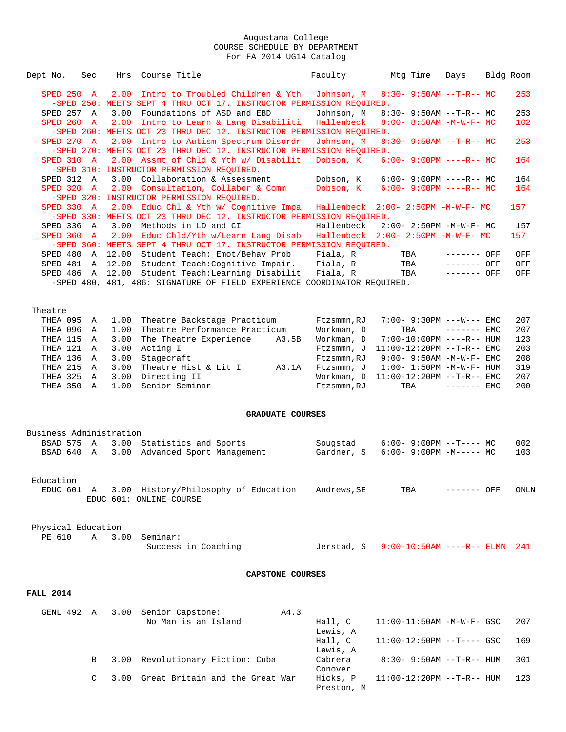Augustana College
COURSE SCHEDULE BY DEPARTMENT
For FA 2014 UG14 Catalog

| Dept | No. | Sec | Hrs | Course Title | | Faculty | Mtg Time | Days | Bldg | Room |
|---|---|---|---|---|---|---|---|---|---|---|
| SPED | 250 | A | 2.00 | Intro to Troubled Children & Yth | | Johnson, M | 8:30- 9:50AM | --T-R-- | MC | 253 |
| -SPED 250: MEETS SEPT 4 THRU OCT 17. INSTRUCTOR PERMISSION REQUIRED. | | | | | | | | | | |
| SPED | 257 | A | 3.00 | Foundations of ASD and EBD | | Johnson, M | 8:30- 9:50AM | --T-R-- | MC | 253 |
| SPED | 260 | A | 2.00 | Intro to Learn & Lang Disabiliti | | Hallenbeck | 8:00- 8:50AM | -M-W-F- | MC | 102 |
| -SPED 260: MEETS OCT 23 THRU DEC 12. INSTRUCTOR PERMISSION REQUIRED. | | | | | | | | | | |
| SPED | 270 | A | 2.00 | Intro to Autism Spectrum Disordr | | Johnson, M | 8:30- 9:50AM | --T-R-- | MC | 253 |
| -SPED 270: MEETS OCT 23 THRU DEC 12. INSTRUCTOR PERMISSION REQUIRED. | | | | | | | | | | |
| SPED | 310 | A | 2.00 | Assmt of Chld & Yth w/ Disabilit | | Dobson, K | 6:00- 9:00PM | ----R-- | MC | 164 |
| -SPED 310: INSTRUCTOR PERMISSION REQUIRED. | | | | | | | | | | |
| SPED | 312 | A | 3.00 | Collaboration & Assessment | | Dobson, K | 6:00- 9:00PM | ----R-- | MC | 164 |
| SPED | 320 | A | 2.00 | Consultation, Collabor & Comm | | Dobson, K | 6:00- 9:00PM | ----R-- | MC | 164 |
| -SPED 320: INSTRUCTOR PERMISSION REQUIRED. | | | | | | | | | | |
| SPED | 330 | A | 2.00 | Educ Chl & Yth w/ Cognitive Impa | | Hallenbeck | 2:00- 2:50PM | -M-W-F- | MC | 157 |
| -SPED 330: MEETS OCT 23 THRU DEC 12. INSTRUCTOR PERMISSION REQUIRED. | | | | | | | | | | |
| SPED | 336 | A | 3.00 | Methods in LD and CI | | Hallenbeck | 2:00- 2:50PM | -M-W-F- | MC | 157 |
| SPED | 360 | A | 2.00 | Educ Chld/Yth w/Learn Lang Disab | | Hallenbeck | 2:00- 2:50PM | -M-W-F- | MC | 157 |
| -SPED 360: MEETS SEPT 4 THRU OCT 17. INSTRUCTOR PERMISSION REQUIRED. | | | | | | | | | | |
| SPED | 480 | A | 12.00 | Student Teach: Emot/Behav Prob | | Fiala, R | TBA | ------- | OFF | OFF |
| SPED | 481 | A | 12.00 | Student Teach:Cognitive Impair. | | Fiala, R | TBA | ------- | OFF | OFF |
| SPED | 486 | A | 12.00 | Student Teach:Learning Disabilit | | Fiala, R | TBA | ------- | OFF | OFF |
| -SPED 480, 481, 486: SIGNATURE OF FIELD EXPERIENCE COORDINATOR REQUIRED. | | | | | | | | | | |

Theatre

| Dept | No. | Sec | Hrs | Course Title | | Faculty | Mtg Time | Days | Bldg | Room |
|---|---|---|---|---|---|---|---|---|---|---|
| THEA | 095 | A | 1.00 | Theatre Backstage Practicum | | Ftzsmmn,RJ | 7:00- 9:30PM | ---W--- | EMC | 207 |
| THEA | 096 | A | 1.00 | Theatre Performance Practicum | | Workman, D | TBA | ------- | EMC | 207 |
| THEA | 115 | A | 3.00 | The Theatre Experience | A3.5B | Workman, D | 7:00-10:00PM | ----R-- | HUM | 123 |
| THEA | 121 | A | 3.00 | Acting I | | Ftzsmmn, J | 11:00-12:20PM | --T-R-- | EMC | 203 |
| THEA | 136 | A | 3.00 | Stagecraft | | Ftzsmmn,RJ | 9:00- 9:50AM | -M-W-F- | EMC | 208 |
| THEA | 215 | A | 3.00 | Theatre Hist & Lit I | A3.1A | Ftzsmmn, J | 1:00- 1:50PM | -M-W-F- | HUM | 319 |
| THEA | 325 | A | 3.00 | Directing II | | Workman, D | 11:00-12:20PM | --T-R-- | EMC | 207 |
| THEA | 350 | A | 1.00 | Senior Seminar | | Ftzsmmn,RJ | TBA | ------- | EMC | 200 |

## GRADUATE COURSES

Business Administration

| Dept | No. | Sec | Hrs | Course Title | Faculty | Mtg Time | Days | Bldg | Room |
|---|---|---|---|---|---|---|---|---|---|
| BSAD | 575 | A | 3.00 | Statistics and Sports | Sougstad | 6:00- 9:00PM | --T---- | MC | 002 |
| BSAD | 640 | A | 3.00 | Advanced Sport Management | Gardner, S | 6:00- 9:00PM | -M----- | MC | 103 |

Education

| Dept | No. | Sec | Hrs | Course Title | Faculty | Mtg Time | Days | Bldg | Room |
|---|---|---|---|---|---|---|---|---|---|
| EDUC | 601 | A | 3.00 | History/Philosophy of Education | Andrews,SE | TBA | ------- | OFF | ONLN |
| | | | | EDUC 601: ONLINE COURSE | | | | | |

Physical Education

| Dept | No. | Sec | Hrs | Course Title | Faculty | Mtg Time | Days | Bldg | Room |
|---|---|---|---|---|---|---|---|---|---|
| PE | 610 | A | 3.00 | Seminar: Success in Coaching | Jerstad, S | 9:00-10:50AM | ----R-- | ELMN | 241 |

## CAPSTONE COURSES

**FALL 2014**

| Dept | No. | Sec | Hrs | Course Title | | Faculty | Mtg Time | Days | Bldg | Room |
|---|---|---|---|---|---|---|---|---|---|---|
| GENL | 492 | A | 3.00 | Senior Capstone: No Man is an Island | A4.3 | Hall, C; Lewis, A | 11:00-11:50AM | -M-W-F- | GSC | 207 |
| | | | | | | Hall, C; Lewis, A | 11:00-12:50PM | --T---- | GSC | 169 |
| | | B | 3.00 | Revolutionary Fiction: Cuba | | Cabrera; Conover | 8:30- 9:50AM | --T-R-- | HUM | 301 |
| | | C | 3.00 | Great Britain and the Great War | | Hicks, P; Preston, M | 11:00-12:20PM | --T-R-- | HUM | 123 |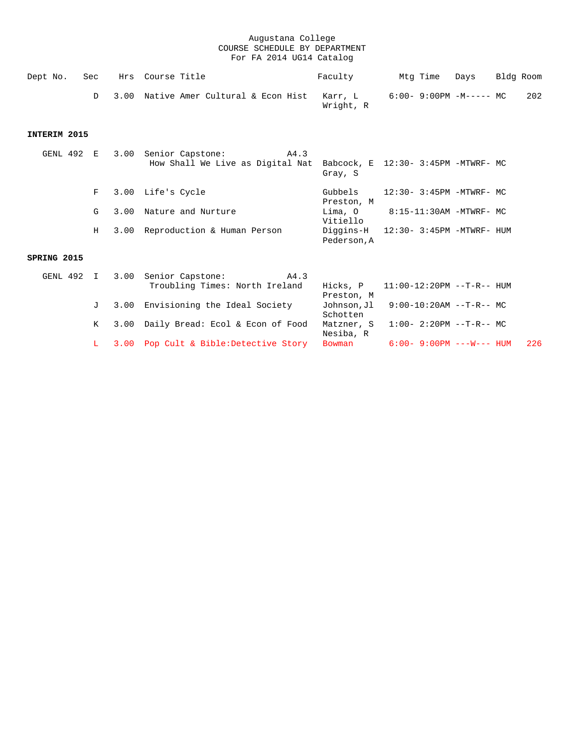Augustana College
COURSE SCHEDULE BY DEPARTMENT
For FA 2014 UG14 Catalog

| Dept No. | Sec | Hrs | Course Title | Faculty | Mtg Time | Days | Bldg | Room |
|---|---|---|---|---|---|---|---|---|
| | D | 3.00 | Native Amer Cultural & Econ Hist | Karr, L<br>Wright, R | 6:00- 9:00PM | -M----- | MC | 202 |

**INTERIM 2015**

| Dept No. | Sec | Hrs | Course Title | Faculty | Mtg Time | Days | Bldg | Room |
|---|---|---|---|---|---|---|---|---|
| GENL 492 | E | 3.00 | Senior Capstone: A4.3<br>How Shall We Live as Digital Nat | Babcock, E<br>Gray, S | 12:30- 3:45PM | -MTWRF- | MC | |
| | F | 3.00 | Life's Cycle | Gubbels<br>Preston, M | 12:30- 3:45PM | -MTWRF- | MC | |
| | G | 3.00 | Nature and Nurture | Lima, O<br>Vitiello | 8:15-11:30AM | -MTWRF- | MC | |
| | H | 3.00 | Reproduction & Human Person | Diggins-H<br>Pederson,A | 12:30- 3:45PM | -MTWRF- | HUM | |

**SPRING 2015**

| Dept No. | Sec | Hrs | Course Title | Faculty | Mtg Time | Days | Bldg | Room |
|---|---|---|---|---|---|---|---|---|
| GENL 492 | I | 3.00 | Senior Capstone: A4.3<br>Troubling Times: North Ireland | Hicks, P<br>Preston, M | 11:00-12:20PM | --T-R-- | HUM | |
| | J | 3.00 | Envisioning the Ideal Society | Johnson,Jl<br>Schotten | 9:00-10:20AM | --T-R-- | MC | |
| | K | 3.00 | Daily Bread: Ecol & Econ of Food | Matzner, S<br>Nesiba, R | 1:00- 2:20PM | --T-R-- | MC | |
| | L | 3.00 | Pop Cult & Bible:Detective Story | Bowman | 6:00- 9:00PM | ---W--- | HUM | 226 |